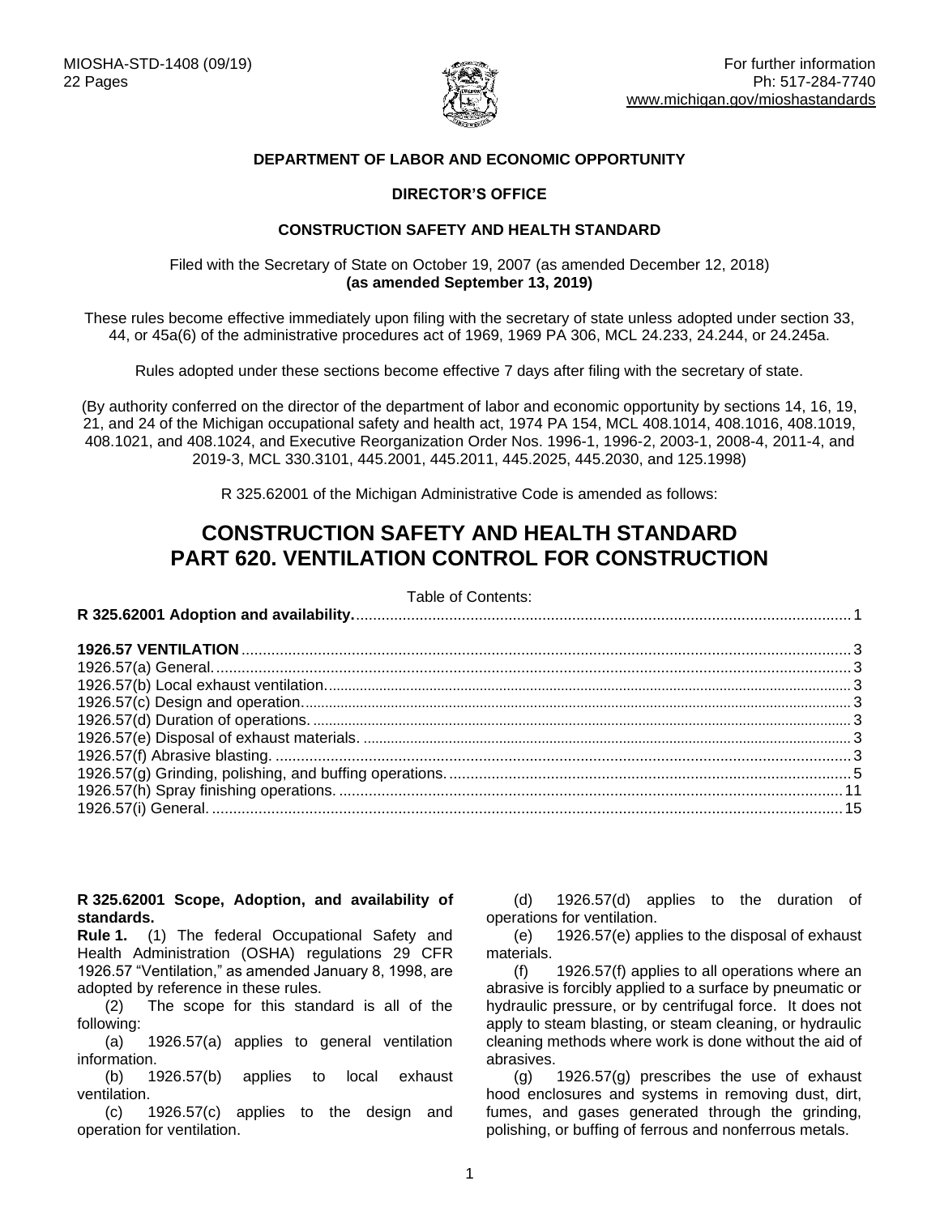MIOSHA-STD-1408 (09/19)
22 Pages

For further information
Ph: 517-284-7740
www.michigan.gov/mioshastandards

**DEPARTMENT OF LABOR AND ECONOMIC OPPORTUNITY**

**DIRECTOR'S OFFICE**

**CONSTRUCTION SAFETY AND HEALTH STANDARD**

Filed with the Secretary of State on October 19, 2007 (as amended December 12, 2018)
**(as amended September 13, 2019)**

These rules become effective immediately upon filing with the secretary of state unless adopted under section 33, 44, or 45a(6) of the administrative procedures act of 1969, 1969 PA 306, MCL 24.233, 24.244, or 24.245a.

Rules adopted under these sections become effective 7 days after filing with the secretary of state.

(By authority conferred on the director of the department of labor and economic opportunity by sections 14, 16, 19, 21, and 24 of the Michigan occupational safety and health act, 1974 PA 154, MCL 408.1014, 408.1016, 408.1019, 408.1021, and 408.1024, and Executive Reorganization Order Nos. 1996-1, 1996-2, 2003-1, 2008-4, 2011-4, and 2019-3, MCL 330.3101, 445.2001, 445.2011, 445.2025, 445.2030, and 125.1998)

R 325.62001 of the Michigan Administrative Code is amended as follows:

# CONSTRUCTION SAFETY AND HEALTH STANDARD
# PART 620. VENTILATION CONTROL FOR CONSTRUCTION

Table of Contents:

**R 325.62001 Adoption and availability.** .......... 1

**1926.57 VENTILATION** .......... 3
1926.57(a) General. .......... 3
1926.57(b) Local exhaust ventilation. .......... 3
1926.57(c) Design and operation. .......... 3
1926.57(d) Duration of operations. .......... 3
1926.57(e) Disposal of exhaust materials. .......... 3
1926.57(f) Abrasive blasting. .......... 3
1926.57(g) Grinding, polishing, and buffing operations. .......... 5
1926.57(h) Spray finishing operations. .......... 11
1926.57(i) General. .......... 15

**R 325.62001 Scope, Adoption, and availability of standards.**

**Rule 1.** (1) The federal Occupational Safety and Health Administration (OSHA) regulations 29 CFR 1926.57 "Ventilation," as amended January 8, 1998, are adopted by reference in these rules.

(2) The scope for this standard is all of the following:

(a) 1926.57(a) applies to general ventilation information.

(b) 1926.57(b) applies to local exhaust ventilation.

(c) 1926.57(c) applies to the design and operation for ventilation.

(d) 1926.57(d) applies to the duration of operations for ventilation.

(e) 1926.57(e) applies to the disposal of exhaust materials.

(f) 1926.57(f) applies to all operations where an abrasive is forcibly applied to a surface by pneumatic or hydraulic pressure, or by centrifugal force. It does not apply to steam blasting, or steam cleaning, or hydraulic cleaning methods where work is done without the aid of abrasives.

(g) 1926.57(g) prescribes the use of exhaust hood enclosures and systems in removing dust, dirt, fumes, and gases generated through the grinding, polishing, or buffing of ferrous and nonferrous metals.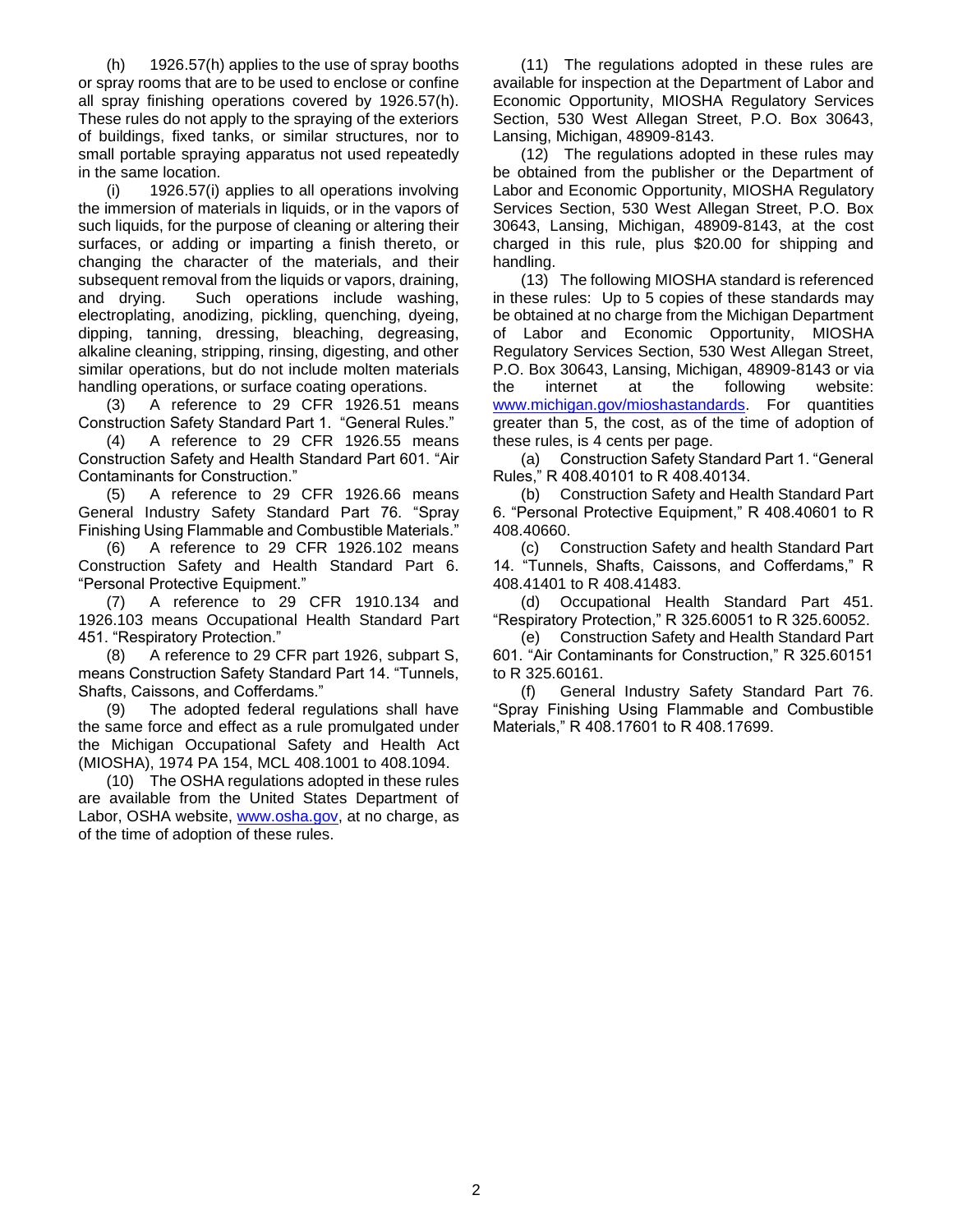(h) 1926.57(h) applies to the use of spray booths or spray rooms that are to be used to enclose or confine all spray finishing operations covered by 1926.57(h). These rules do not apply to the spraying of the exteriors of buildings, fixed tanks, or similar structures, nor to small portable spraying apparatus not used repeatedly in the same location.

(i) 1926.57(i) applies to all operations involving the immersion of materials in liquids, or in the vapors of such liquids, for the purpose of cleaning or altering their surfaces, or adding or imparting a finish thereto, or changing the character of the materials, and their subsequent removal from the liquids or vapors, draining, and drying. Such operations include washing, electroplating, anodizing, pickling, quenching, dyeing, dipping, tanning, dressing, bleaching, degreasing, alkaline cleaning, stripping, rinsing, digesting, and other similar operations, but do not include molten materials handling operations, or surface coating operations.

(3) A reference to 29 CFR 1926.51 means Construction Safety Standard Part 1. "General Rules."

(4) A reference to 29 CFR 1926.55 means Construction Safety and Health Standard Part 601. "Air Contaminants for Construction."

(5) A reference to 29 CFR 1926.66 means General Industry Safety Standard Part 76. "Spray Finishing Using Flammable and Combustible Materials."

(6) A reference to 29 CFR 1926.102 means Construction Safety and Health Standard Part 6. "Personal Protective Equipment."

(7) A reference to 29 CFR 1910.134 and 1926.103 means Occupational Health Standard Part 451. "Respiratory Protection."

(8) A reference to 29 CFR part 1926, subpart S, means Construction Safety Standard Part 14. "Tunnels, Shafts, Caissons, and Cofferdams."

(9) The adopted federal regulations shall have the same force and effect as a rule promulgated under the Michigan Occupational Safety and Health Act (MIOSHA), 1974 PA 154, MCL 408.1001 to 408.1094.

(10) The OSHA regulations adopted in these rules are available from the United States Department of Labor, OSHA website, www.osha.gov, at no charge, as of the time of adoption of these rules.

(11) The regulations adopted in these rules are available for inspection at the Department of Labor and Economic Opportunity, MIOSHA Regulatory Services Section, 530 West Allegan Street, P.O. Box 30643, Lansing, Michigan, 48909-8143.

(12) The regulations adopted in these rules may be obtained from the publisher or the Department of Labor and Economic Opportunity, MIOSHA Regulatory Services Section, 530 West Allegan Street, P.O. Box 30643, Lansing, Michigan, 48909-8143, at the cost charged in this rule, plus $20.00 for shipping and handling.

(13) The following MIOSHA standard is referenced in these rules: Up to 5 copies of these standards may be obtained at no charge from the Michigan Department of Labor and Economic Opportunity, MIOSHA Regulatory Services Section, 530 West Allegan Street, P.O. Box 30643, Lansing, Michigan, 48909-8143 or via the internet at the following website: www.michigan.gov/mioshastandards. For quantities greater than 5, the cost, as of the time of adoption of these rules, is 4 cents per page.

(a) Construction Safety Standard Part 1. "General Rules," R 408.40101 to R 408.40134.

(b) Construction Safety and Health Standard Part 6. "Personal Protective Equipment," R 408.40601 to R 408.40660.

(c) Construction Safety and health Standard Part 14. "Tunnels, Shafts, Caissons, and Cofferdams," R 408.41401 to R 408.41483.

(d) Occupational Health Standard Part 451. "Respiratory Protection," R 325.60051 to R 325.60052.

(e) Construction Safety and Health Standard Part 601. "Air Contaminants for Construction," R 325.60151 to R 325.60161.

(f) General Industry Safety Standard Part 76. "Spray Finishing Using Flammable and Combustible Materials," R 408.17601 to R 408.17699.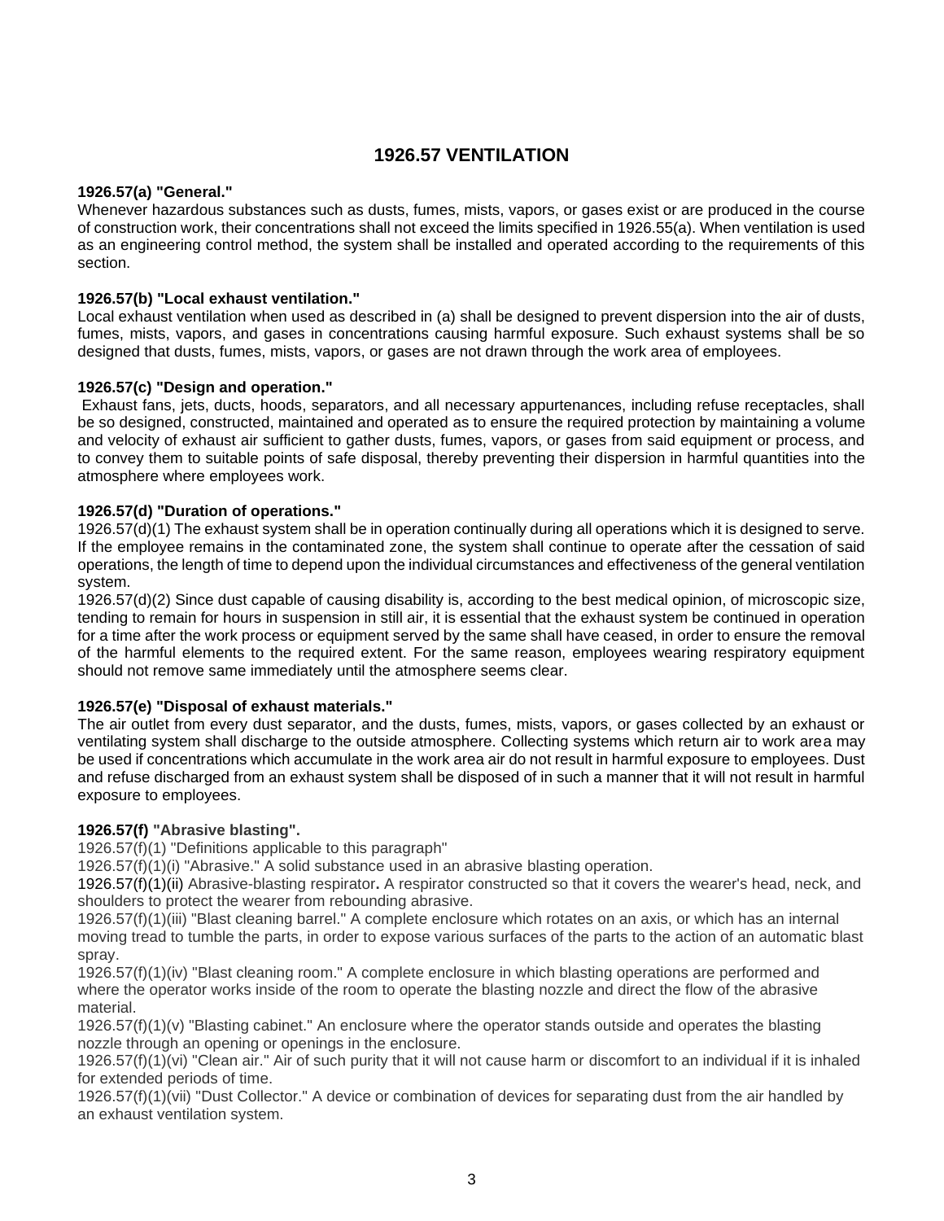# 1926.57 VENTILATION

**1926.57(a) "General."**
Whenever hazardous substances such as dusts, fumes, mists, vapors, or gases exist or are produced in the course of construction work, their concentrations shall not exceed the limits specified in 1926.55(a). When ventilation is used as an engineering control method, the system shall be installed and operated according to the requirements of this section.

**1926.57(b) "Local exhaust ventilation."**
Local exhaust ventilation when used as described in (a) shall be designed to prevent dispersion into the air of dusts, fumes, mists, vapors, and gases in concentrations causing harmful exposure. Such exhaust systems shall be so designed that dusts, fumes, mists, vapors, or gases are not drawn through the work area of employees.

**1926.57(c) "Design and operation."**
Exhaust fans, jets, ducts, hoods, separators, and all necessary appurtenances, including refuse receptacles, shall be so designed, constructed, maintained and operated as to ensure the required protection by maintaining a volume and velocity of exhaust air sufficient to gather dusts, fumes, vapors, or gases from said equipment or process, and to convey them to suitable points of safe disposal, thereby preventing their dispersion in harmful quantities into the atmosphere where employees work.

**1926.57(d) "Duration of operations."**
1926.57(d)(1) The exhaust system shall be in operation continually during all operations which it is designed to serve. If the employee remains in the contaminated zone, the system shall continue to operate after the cessation of said operations, the length of time to depend upon the individual circumstances and effectiveness of the general ventilation system.
1926.57(d)(2) Since dust capable of causing disability is, according to the best medical opinion, of microscopic size, tending to remain for hours in suspension in still air, it is essential that the exhaust system be continued in operation for a time after the work process or equipment served by the same shall have ceased, in order to ensure the removal of the harmful elements to the required extent. For the same reason, employees wearing respiratory equipment should not remove same immediately until the atmosphere seems clear.

**1926.57(e) "Disposal of exhaust materials."**
The air outlet from every dust separator, and the dusts, fumes, mists, vapors, or gases collected by an exhaust or ventilating system shall discharge to the outside atmosphere. Collecting systems which return air to work area may be used if concentrations which accumulate in the work area air do not result in harmful exposure to employees. Dust and refuse discharged from an exhaust system shall be disposed of in such a manner that it will not result in harmful exposure to employees.

**1926.57(f) "Abrasive blasting".**
1926.57(f)(1) "Definitions applicable to this paragraph"
1926.57(f)(1)(i) "Abrasive." A solid substance used in an abrasive blasting operation.
1926.57(f)(1)(ii) Abrasive-blasting respirator**.** A respirator constructed so that it covers the wearer's head, neck, and shoulders to protect the wearer from rebounding abrasive.
1926.57(f)(1)(iii) "Blast cleaning barrel." A complete enclosure which rotates on an axis, or which has an internal moving tread to tumble the parts, in order to expose various surfaces of the parts to the action of an automatic blast spray.
1926.57(f)(1)(iv) "Blast cleaning room." A complete enclosure in which blasting operations are performed and where the operator works inside of the room to operate the blasting nozzle and direct the flow of the abrasive material.
1926.57(f)(1)(v) "Blasting cabinet." An enclosure where the operator stands outside and operates the blasting nozzle through an opening or openings in the enclosure.
1926.57(f)(1)(vi) "Clean air." Air of such purity that it will not cause harm or discomfort to an individual if it is inhaled for extended periods of time.
1926.57(f)(1)(vii) "Dust Collector." A device or combination of devices for separating dust from the air handled by an exhaust ventilation system.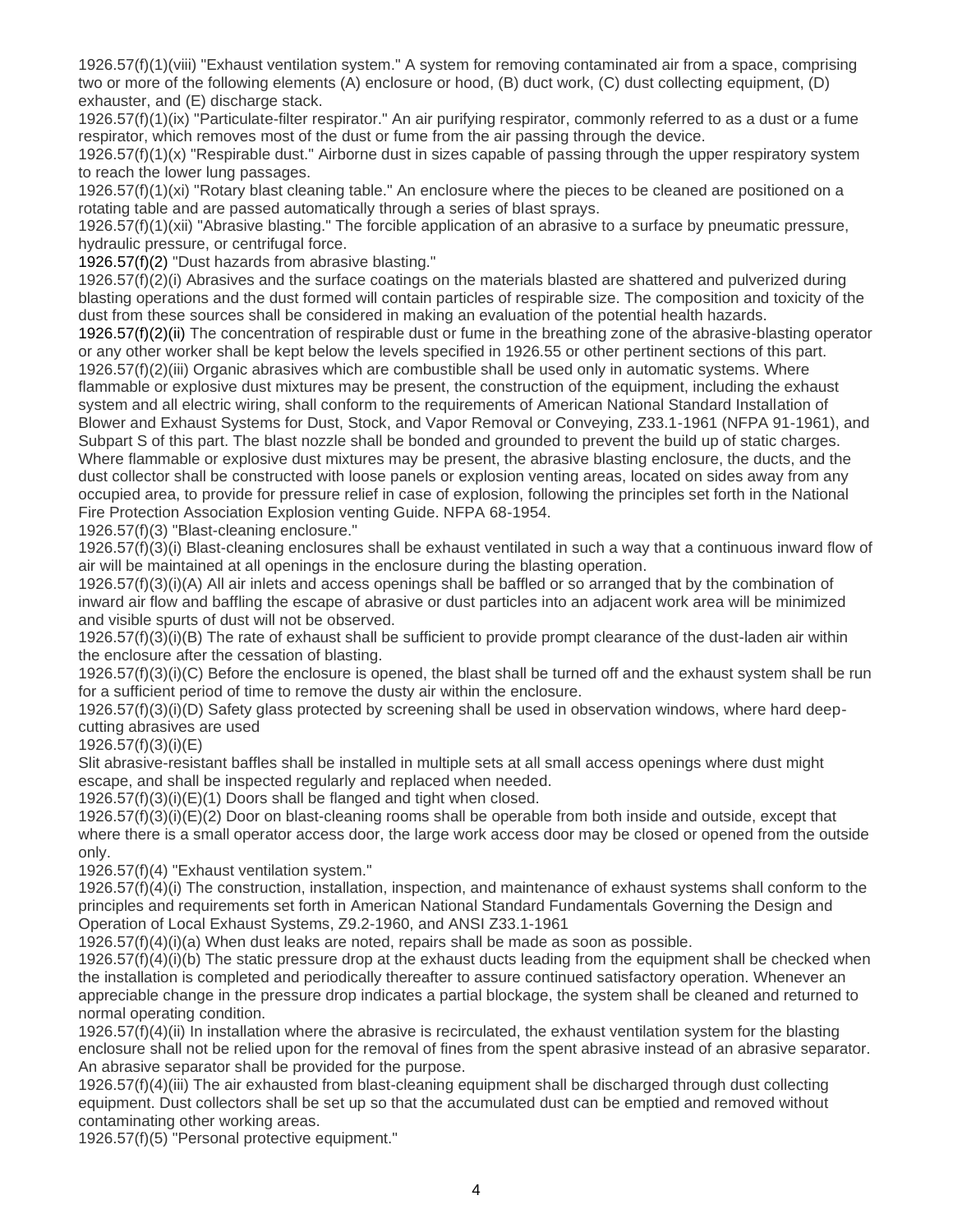1926.57(f)(1)(viii) "Exhaust ventilation system." A system for removing contaminated air from a space, comprising two or more of the following elements (A) enclosure or hood, (B) duct work, (C) dust collecting equipment, (D) exhauster, and (E) discharge stack.

1926.57(f)(1)(ix) "Particulate-filter respirator." An air purifying respirator, commonly referred to as a dust or a fume respirator, which removes most of the dust or fume from the air passing through the device.

1926.57(f)(1)(x) "Respirable dust." Airborne dust in sizes capable of passing through the upper respiratory system to reach the lower lung passages.

1926.57(f)(1)(xi) "Rotary blast cleaning table." An enclosure where the pieces to be cleaned are positioned on a rotating table and are passed automatically through a series of blast sprays.

1926.57(f)(1)(xii) "Abrasive blasting." The forcible application of an abrasive to a surface by pneumatic pressure, hydraulic pressure, or centrifugal force.

1926.57(f)(2) "Dust hazards from abrasive blasting."

1926.57(f)(2)(i) Abrasives and the surface coatings on the materials blasted are shattered and pulverized during blasting operations and the dust formed will contain particles of respirable size. The composition and toxicity of the dust from these sources shall be considered in making an evaluation of the potential health hazards.

1926.57(f)(2)(ii) The concentration of respirable dust or fume in the breathing zone of the abrasive-blasting operator or any other worker shall be kept below the levels specified in 1926.55 or other pertinent sections of this part.

1926.57(f)(2)(iii) Organic abrasives which are combustible shall be used only in automatic systems. Where flammable or explosive dust mixtures may be present, the construction of the equipment, including the exhaust system and all electric wiring, shall conform to the requirements of American National Standard Installation of Blower and Exhaust Systems for Dust, Stock, and Vapor Removal or Conveying, Z33.1-1961 (NFPA 91-1961), and Subpart S of this part. The blast nozzle shall be bonded and grounded to prevent the build up of static charges. Where flammable or explosive dust mixtures may be present, the abrasive blasting enclosure, the ducts, and the dust collector shall be constructed with loose panels or explosion venting areas, located on sides away from any occupied area, to provide for pressure relief in case of explosion, following the principles set forth in the National Fire Protection Association Explosion venting Guide. NFPA 68-1954.

1926.57(f)(3) "Blast-cleaning enclosure."

1926.57(f)(3)(i) Blast-cleaning enclosures shall be exhaust ventilated in such a way that a continuous inward flow of air will be maintained at all openings in the enclosure during the blasting operation.

1926.57(f)(3)(i)(A) All air inlets and access openings shall be baffled or so arranged that by the combination of inward air flow and baffling the escape of abrasive or dust particles into an adjacent work area will be minimized and visible spurts of dust will not be observed.

1926.57(f)(3)(i)(B) The rate of exhaust shall be sufficient to provide prompt clearance of the dust-laden air within the enclosure after the cessation of blasting.

1926.57(f)(3)(i)(C) Before the enclosure is opened, the blast shall be turned off and the exhaust system shall be run for a sufficient period of time to remove the dusty air within the enclosure.

1926.57(f)(3)(i)(D) Safety glass protected by screening shall be used in observation windows, where hard deep-cutting abrasives are used

1926.57(f)(3)(i)(E)

Slit abrasive-resistant baffles shall be installed in multiple sets at all small access openings where dust might escape, and shall be inspected regularly and replaced when needed.

1926.57(f)(3)(i)(E)(1) Doors shall be flanged and tight when closed.

1926.57(f)(3)(i)(E)(2) Door on blast-cleaning rooms shall be operable from both inside and outside, except that where there is a small operator access door, the large work access door may be closed or opened from the outside only.

1926.57(f)(4) "Exhaust ventilation system."

1926.57(f)(4)(i) The construction, installation, inspection, and maintenance of exhaust systems shall conform to the principles and requirements set forth in American National Standard Fundamentals Governing the Design and Operation of Local Exhaust Systems, Z9.2-1960, and ANSI Z33.1-1961

1926.57(f)(4)(i)(a) When dust leaks are noted, repairs shall be made as soon as possible.

1926.57(f)(4)(i)(b) The static pressure drop at the exhaust ducts leading from the equipment shall be checked when the installation is completed and periodically thereafter to assure continued satisfactory operation. Whenever an appreciable change in the pressure drop indicates a partial blockage, the system shall be cleaned and returned to normal operating condition.

1926.57(f)(4)(ii) In installation where the abrasive is recirculated, the exhaust ventilation system for the blasting enclosure shall not be relied upon for the removal of fines from the spent abrasive instead of an abrasive separator. An abrasive separator shall be provided for the purpose.

1926.57(f)(4)(iii) The air exhausted from blast-cleaning equipment shall be discharged through dust collecting equipment. Dust collectors shall be set up so that the accumulated dust can be emptied and removed without contaminating other working areas.

1926.57(f)(5) "Personal protective equipment."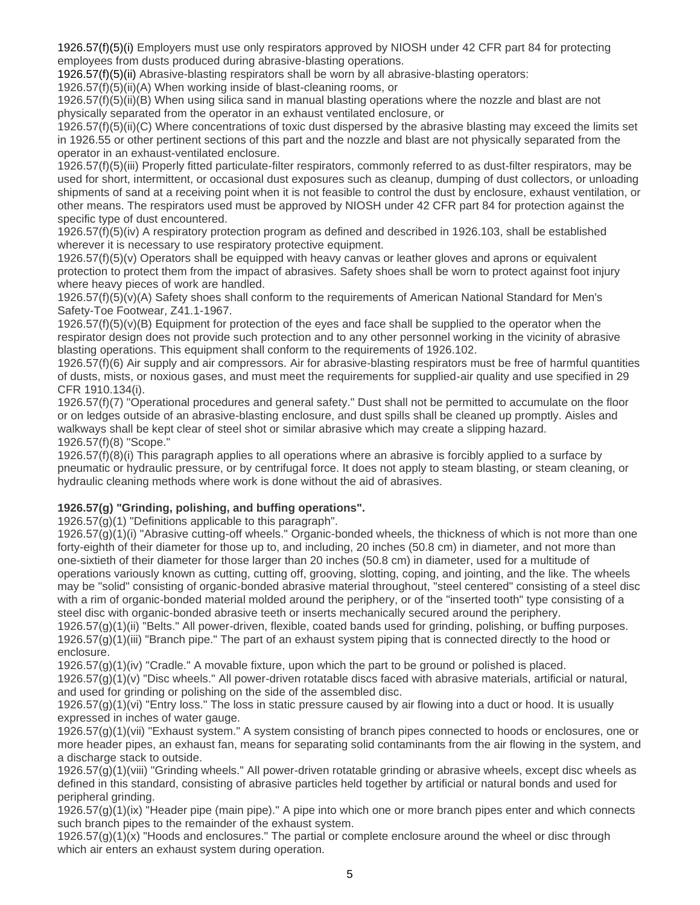1926.57(f)(5)(i) Employers must use only respirators approved by NIOSH under 42 CFR part 84 for protecting employees from dusts produced during abrasive-blasting operations.

1926.57(f)(5)(ii) Abrasive-blasting respirators shall be worn by all abrasive-blasting operators:

1926.57(f)(5)(ii)(A) When working inside of blast-cleaning rooms, or

1926.57(f)(5)(ii)(B) When using silica sand in manual blasting operations where the nozzle and blast are not physically separated from the operator in an exhaust ventilated enclosure, or

1926.57(f)(5)(ii)(C) Where concentrations of toxic dust dispersed by the abrasive blasting may exceed the limits set in 1926.55 or other pertinent sections of this part and the nozzle and blast are not physically separated from the operator in an exhaust-ventilated enclosure.

1926.57(f)(5)(iii) Properly fitted particulate-filter respirators, commonly referred to as dust-filter respirators, may be used for short, intermittent, or occasional dust exposures such as cleanup, dumping of dust collectors, or unloading shipments of sand at a receiving point when it is not feasible to control the dust by enclosure, exhaust ventilation, or other means. The respirators used must be approved by NIOSH under 42 CFR part 84 for protection against the specific type of dust encountered.

1926.57(f)(5)(iv) A respiratory protection program as defined and described in 1926.103, shall be established wherever it is necessary to use respiratory protective equipment.

1926.57(f)(5)(v) Operators shall be equipped with heavy canvas or leather gloves and aprons or equivalent protection to protect them from the impact of abrasives. Safety shoes shall be worn to protect against foot injury where heavy pieces of work are handled.

1926.57(f)(5)(v)(A) Safety shoes shall conform to the requirements of American National Standard for Men's Safety-Toe Footwear, Z41.1-1967.

1926.57(f)(5)(v)(B) Equipment for protection of the eyes and face shall be supplied to the operator when the respirator design does not provide such protection and to any other personnel working in the vicinity of abrasive blasting operations. This equipment shall conform to the requirements of 1926.102.

1926.57(f)(6) Air supply and air compressors. Air for abrasive-blasting respirators must be free of harmful quantities of dusts, mists, or noxious gases, and must meet the requirements for supplied-air quality and use specified in 29 CFR 1910.134(i).

1926.57(f)(7) "Operational procedures and general safety." Dust shall not be permitted to accumulate on the floor or on ledges outside of an abrasive-blasting enclosure, and dust spills shall be cleaned up promptly. Aisles and walkways shall be kept clear of steel shot or similar abrasive which may create a slipping hazard.

1926.57(f)(8) "Scope."

1926.57(f)(8)(i) This paragraph applies to all operations where an abrasive is forcibly applied to a surface by pneumatic or hydraulic pressure, or by centrifugal force. It does not apply to steam blasting, or steam cleaning, or hydraulic cleaning methods where work is done without the aid of abrasives.

**1926.57(g) "Grinding, polishing, and buffing operations".**

1926.57(g)(1) "Definitions applicable to this paragraph".

1926.57(g)(1)(i) "Abrasive cutting-off wheels." Organic-bonded wheels, the thickness of which is not more than one forty-eighth of their diameter for those up to, and including, 20 inches (50.8 cm) in diameter, and not more than one-sixtieth of their diameter for those larger than 20 inches (50.8 cm) in diameter, used for a multitude of operations variously known as cutting, cutting off, grooving, slotting, coping, and jointing, and the like. The wheels may be "solid" consisting of organic-bonded abrasive material throughout, "steel centered" consisting of a steel disc with a rim of organic-bonded material molded around the periphery, or of the "inserted tooth" type consisting of a steel disc with organic-bonded abrasive teeth or inserts mechanically secured around the periphery.

1926.57(g)(1)(ii) "Belts." All power-driven, flexible, coated bands used for grinding, polishing, or buffing purposes.

1926.57(g)(1)(iii) "Branch pipe." The part of an exhaust system piping that is connected directly to the hood or enclosure.

1926.57(g)(1)(iv) "Cradle." A movable fixture, upon which the part to be ground or polished is placed.

1926.57(g)(1)(v) "Disc wheels." All power-driven rotatable discs faced with abrasive materials, artificial or natural, and used for grinding or polishing on the side of the assembled disc.

1926.57(g)(1)(vi) "Entry loss." The loss in static pressure caused by air flowing into a duct or hood. It is usually expressed in inches of water gauge.

1926.57(g)(1)(vii) "Exhaust system." A system consisting of branch pipes connected to hoods or enclosures, one or more header pipes, an exhaust fan, means for separating solid contaminants from the air flowing in the system, and a discharge stack to outside.

1926.57(g)(1)(viii) "Grinding wheels." All power-driven rotatable grinding or abrasive wheels, except disc wheels as defined in this standard, consisting of abrasive particles held together by artificial or natural bonds and used for peripheral grinding.

1926.57(g)(1)(ix) "Header pipe (main pipe)." A pipe into which one or more branch pipes enter and which connects such branch pipes to the remainder of the exhaust system.

1926.57(g)(1)(x) "Hoods and enclosures." The partial or complete enclosure around the wheel or disc through which air enters an exhaust system during operation.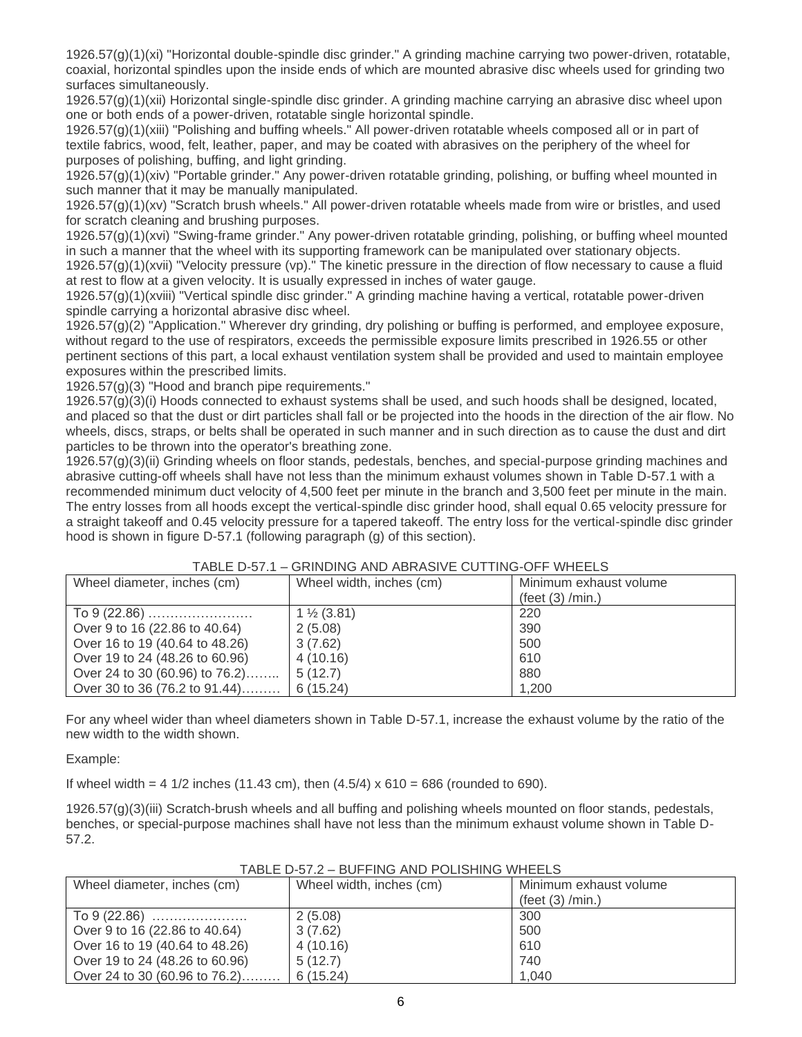1926.57(g)(1)(xi) "Horizontal double-spindle disc grinder." A grinding machine carrying two power-driven, rotatable, coaxial, horizontal spindles upon the inside ends of which are mounted abrasive disc wheels used for grinding two surfaces simultaneously.

1926.57(g)(1)(xii) Horizontal single-spindle disc grinder. A grinding machine carrying an abrasive disc wheel upon one or both ends of a power-driven, rotatable single horizontal spindle.

1926.57(g)(1)(xiii) "Polishing and buffing wheels." All power-driven rotatable wheels composed all or in part of textile fabrics, wood, felt, leather, paper, and may be coated with abrasives on the periphery of the wheel for purposes of polishing, buffing, and light grinding.

1926.57(g)(1)(xiv) "Portable grinder." Any power-driven rotatable grinding, polishing, or buffing wheel mounted in such manner that it may be manually manipulated.

1926.57(g)(1)(xv) "Scratch brush wheels." All power-driven rotatable wheels made from wire or bristles, and used for scratch cleaning and brushing purposes.

1926.57(g)(1)(xvi) "Swing-frame grinder." Any power-driven rotatable grinding, polishing, or buffing wheel mounted in such a manner that the wheel with its supporting framework can be manipulated over stationary objects.

1926.57(g)(1)(xvii) "Velocity pressure (vp)." The kinetic pressure in the direction of flow necessary to cause a fluid at rest to flow at a given velocity. It is usually expressed in inches of water gauge.

1926.57(g)(1)(xviii) "Vertical spindle disc grinder." A grinding machine having a vertical, rotatable power-driven spindle carrying a horizontal abrasive disc wheel.

1926.57(g)(2) "Application." Wherever dry grinding, dry polishing or buffing is performed, and employee exposure, without regard to the use of respirators, exceeds the permissible exposure limits prescribed in 1926.55 or other pertinent sections of this part, a local exhaust ventilation system shall be provided and used to maintain employee exposures within the prescribed limits.

1926.57(g)(3) "Hood and branch pipe requirements."

1926.57(g)(3)(i) Hoods connected to exhaust systems shall be used, and such hoods shall be designed, located, and placed so that the dust or dirt particles shall fall or be projected into the hoods in the direction of the air flow. No wheels, discs, straps, or belts shall be operated in such manner and in such direction as to cause the dust and dirt particles to be thrown into the operator's breathing zone.

1926.57(g)(3)(ii) Grinding wheels on floor stands, pedestals, benches, and special-purpose grinding machines and abrasive cutting-off wheels shall have not less than the minimum exhaust volumes shown in Table D-57.1 with a recommended minimum duct velocity of 4,500 feet per minute in the branch and 3,500 feet per minute in the main. The entry losses from all hoods except the vertical-spindle disc grinder hood, shall equal 0.65 velocity pressure for a straight takeoff and 0.45 velocity pressure for a tapered takeoff. The entry loss for the vertical-spindle disc grinder hood is shown in figure D-57.1 (following paragraph (g) of this section).

TABLE D-57.1 – GRINDING AND ABRASIVE CUTTING-OFF WHEELS

| Wheel diameter, inches (cm) | Wheel width, inches (cm) | Minimum exhaust volume (feet (3) /min.) |
|---|---|---|
| To 9 (22.86) …………………… | 1 ½ (3.81) | 220 |
| Over 9 to 16 (22.86 to 40.64) | 2 (5.08) | 390 |
| Over 16 to 19 (40.64 to 48.26) | 3 (7.62) | 500 |
| Over 19 to 24 (48.26 to 60.96) | 4 (10.16) | 610 |
| Over 24 to 30 (60.96) to 76.2)…….. | 5 (12.7) | 880 |
| Over 30 to 36 (76.2 to 91.44)……… | 6 (15.24) | 1,200 |

For any wheel wider than wheel diameters shown in Table D-57.1, increase the exhaust volume by the ratio of the new width to the width shown.

Example:

If wheel width = 4 1/2 inches (11.43 cm), then (4.5/4) x 610 = 686 (rounded to 690).

1926.57(g)(3)(iii) Scratch-brush wheels and all buffing and polishing wheels mounted on floor stands, pedestals, benches, or special-purpose machines shall have not less than the minimum exhaust volume shown in Table D-57.2.

TABLE D-57.2 – BUFFING AND POLISHING WHEELS

| Wheel diameter, inches (cm) | Wheel width, inches (cm) | Minimum exhaust volume (feet (3) /min.) |
|---|---|---|
| To 9 (22.86) …………………. | 2 (5.08) | 300 |
| Over 9 to 16 (22.86 to 40.64) | 3 (7.62) | 500 |
| Over 16 to 19 (40.64 to 48.26) | 4 (10.16) | 610 |
| Over 19 to 24 (48.26 to 60.96) | 5 (12.7) | 740 |
| Over 24 to 30 (60.96 to 76.2)……… | 6 (15.24) | 1,040 |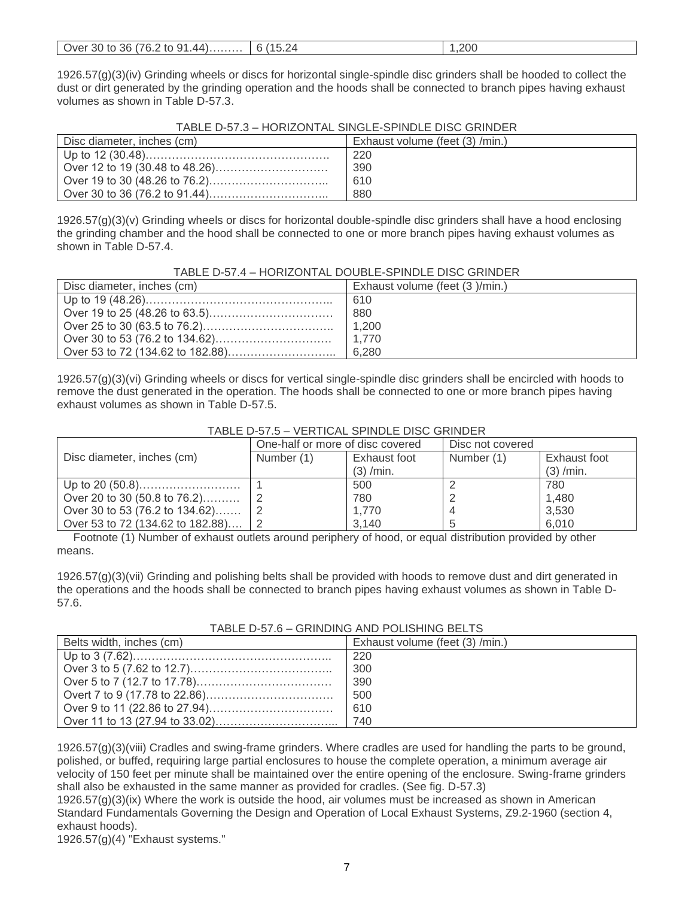| Over 30 to 36 (76.2 to 91.44)……… | 6 (15.24 | 1,200 |
|---|---|---|

1926.57(g)(3)(iv) Grinding wheels or discs for horizontal single-spindle disc grinders shall be hooded to collect the dust or dirt generated by the grinding operation and the hoods shall be connected to branch pipes having exhaust volumes as shown in Table D-57.3.

TABLE D-57.3 – HORIZONTAL SINGLE-SPINDLE DISC GRINDER

| Disc diameter, inches (cm) | Exhaust volume (feet (3) /min.) |
|---|---|
| Up to 12 (30.48)……………………………………… | 220 |
| Over 12 to 19 (30.48 to 48.26)………………………… | 390 |
| Over 19 to 30 (48.26 to 76.2)………………………….. | 610 |
| Over 30 to 36 (76.2 to 91.44)………………………….. | 880 |

1926.57(g)(3)(v) Grinding wheels or discs for horizontal double-spindle disc grinders shall have a hood enclosing the grinding chamber and the hood shall be connected to one or more branch pipes having exhaust volumes as shown in Table D-57.4.

TABLE D-57.4 – HORIZONTAL DOUBLE-SPINDLE DISC GRINDER

| Disc diameter, inches (cm) | Exhaust volume (feet (3 )/min.) |
|---|---|
| Up to 19 (48.26)………………………………………….. | 610 |
| Over 19 to 25 (48.26 to 63.5)…………………………… | 880 |
| Over 25 to 30 (63.5 to 76.2)……………………………. | 1,200 |
| Over 30 to 53 (76.2 to 134.62)………………………… | 1,770 |
| Over 53 to 72 (134.62 to 182.88)……………………….. | 6,280 |

1926.57(g)(3)(vi) Grinding wheels or discs for vertical single-spindle disc grinders shall be encircled with hoods to remove the dust generated in the operation. The hoods shall be connected to one or more branch pipes having exhaust volumes as shown in Table D-57.5.

TABLE D-57.5 – VERTICAL SPINDLE DISC GRINDER

| Disc diameter, inches (cm) | One-half or more of disc covered | | Disc not covered | |
|---|---|---|---|---|
| | Number (1) | Exhaust foot (3) /min. | Number (1) | Exhaust foot (3) /min. |
| Up to 20 (50.8)……………………… | 1 | 500 | 2 | 780 |
| Over 20 to 30 (50.8 to 76.2)………. | 2 | 780 | 2 | 1,480 |
| Over 30 to 53 (76.2 to 134.62)……. | 2 | 1,770 | 4 | 3,530 |
| Over 53 to 72 (134.62 to 182.88)…. | 2 | 3,140 | 5 | 6,010 |

Footnote (1) Number of exhaust outlets around periphery of hood, or equal distribution provided by other means.

1926.57(g)(3)(vii) Grinding and polishing belts shall be provided with hoods to remove dust and dirt generated in the operations and the hoods shall be connected to branch pipes having exhaust volumes as shown in Table D-57.6.

TABLE D-57.6 – GRINDING AND POLISHING BELTS

| Belts width, inches (cm) | Exhaust volume (feet (3) /min.) |
|---|---|
| Up to 3 (7.62)……………………………………………….. | 220 |
| Over 3 to 5 (7.62 to 12.7)……………………………….. | 300 |
| Over 5 to 7 (12.7 to 17.78)……………………………… | 390 |
| Overt 7 to 9 (17.78 to 22.86)……………………………. | 500 |
| Over 9 to 11 (22.86 to 27.94)…………………………… | 610 |
| Over 11 to 13 (27.94 to 33.02)………………………….. | 740 |

1926.57(g)(3)(viii) Cradles and swing-frame grinders. Where cradles are used for handling the parts to be ground, polished, or buffed, requiring large partial enclosures to house the complete operation, a minimum average air velocity of 150 feet per minute shall be maintained over the entire opening of the enclosure. Swing-frame grinders shall also be exhausted in the same manner as provided for cradles. (See fig. D-57.3)

1926.57(g)(3)(ix) Where the work is outside the hood, air volumes must be increased as shown in American Standard Fundamentals Governing the Design and Operation of Local Exhaust Systems, Z9.2-1960 (section 4, exhaust hoods).

1926.57(g)(4) "Exhaust systems."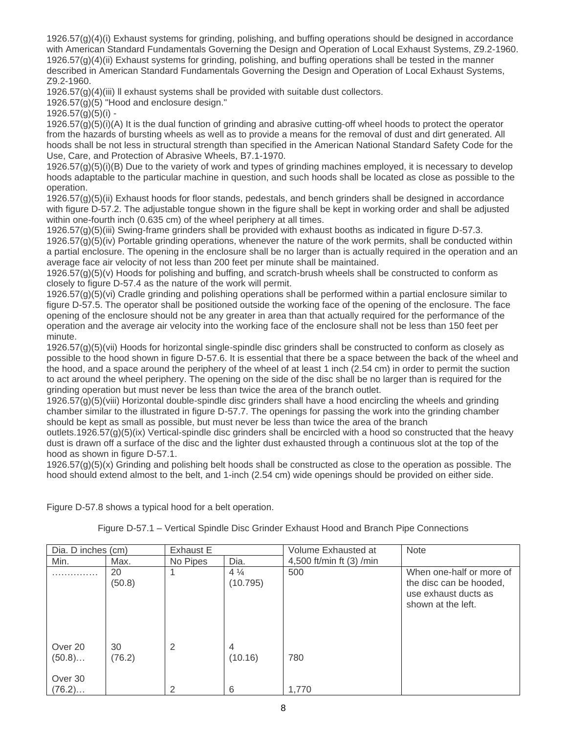1926.57(g)(4)(i) Exhaust systems for grinding, polishing, and buffing operations should be designed in accordance with American Standard Fundamentals Governing the Design and Operation of Local Exhaust Systems, Z9.2-1960.

1926.57(g)(4)(ii) Exhaust systems for grinding, polishing, and buffing operations shall be tested in the manner described in American Standard Fundamentals Governing the Design and Operation of Local Exhaust Systems, Z9.2-1960.

1926.57(g)(4)(iii) ll exhaust systems shall be provided with suitable dust collectors.

1926.57(g)(5) "Hood and enclosure design."

1926.57(g)(5)(i) -

1926.57(g)(5)(i)(A) It is the dual function of grinding and abrasive cutting-off wheel hoods to protect the operator from the hazards of bursting wheels as well as to provide a means for the removal of dust and dirt generated. All hoods shall be not less in structural strength than specified in the American National Standard Safety Code for the Use, Care, and Protection of Abrasive Wheels, B7.1-1970.

1926.57(g)(5)(i)(B) Due to the variety of work and types of grinding machines employed, it is necessary to develop hoods adaptable to the particular machine in question, and such hoods shall be located as close as possible to the operation.

1926.57(g)(5)(ii) Exhaust hoods for floor stands, pedestals, and bench grinders shall be designed in accordance with figure D-57.2. The adjustable tongue shown in the figure shall be kept in working order and shall be adjusted within one-fourth inch (0.635 cm) of the wheel periphery at all times.

1926.57(g)(5)(iii) Swing-frame grinders shall be provided with exhaust booths as indicated in figure D-57.3.

1926.57(g)(5)(iv) Portable grinding operations, whenever the nature of the work permits, shall be conducted within a partial enclosure. The opening in the enclosure shall be no larger than is actually required in the operation and an average face air velocity of not less than 200 feet per minute shall be maintained.

1926.57(g)(5)(v) Hoods for polishing and buffing, and scratch-brush wheels shall be constructed to conform as closely to figure D-57.4 as the nature of the work will permit.

1926.57(g)(5)(vi) Cradle grinding and polishing operations shall be performed within a partial enclosure similar to figure D-57.5. The operator shall be positioned outside the working face of the opening of the enclosure. The face opening of the enclosure should not be any greater in area than that actually required for the performance of the operation and the average air velocity into the working face of the enclosure shall not be less than 150 feet per minute.

1926.57(g)(5)(vii) Hoods for horizontal single-spindle disc grinders shall be constructed to conform as closely as possible to the hood shown in figure D-57.6. It is essential that there be a space between the back of the wheel and the hood, and a space around the periphery of the wheel of at least 1 inch (2.54 cm) in order to permit the suction to act around the wheel periphery. The opening on the side of the disc shall be no larger than is required for the grinding operation but must never be less than twice the area of the branch outlet.

1926.57(g)(5)(viii) Horizontal double-spindle disc grinders shall have a hood encircling the wheels and grinding chamber similar to the illustrated in figure D-57.7. The openings for passing the work into the grinding chamber should be kept as small as possible, but must never be less than twice the area of the branch outlets.1926.57(g)(5)(ix) Vertical-spindle disc grinders shall be encircled with a hood so constructed that the heavy dust is drawn off a surface of the disc and the lighter dust exhausted through a continuous slot at the top of the hood as shown in figure D-57.1.

1926.57(g)(5)(x) Grinding and polishing belt hoods shall be constructed as close to the operation as possible. The hood should extend almost to the belt, and 1-inch (2.54 cm) wide openings should be provided on either side.

Figure D-57.8 shows a typical hood for a belt operation.

Figure D-57.1 – Vertical Spindle Disc Grinder Exhaust Hood and Branch Pipe Connections

| Dia. D inches (cm) | | Exhaust E | | Volume Exhausted at | Note |
|---|---|---|---|---|---|
| Min. | Max. | No Pipes | Dia. | 4,500 ft/min ft (3) /min | |
| .............. | 20 (50.8) | 1 | 4 ¼ (10.795) | 500 | When one-half or more of the disc can be hooded, use exhaust ducts as shown at the left. |
| Over 20 (50.8)… | 30 (76.2) | 2 | 4 (10.16) | 780 | |
| Over 30 (76.2)… | | 2 | 6 | 1,770 | |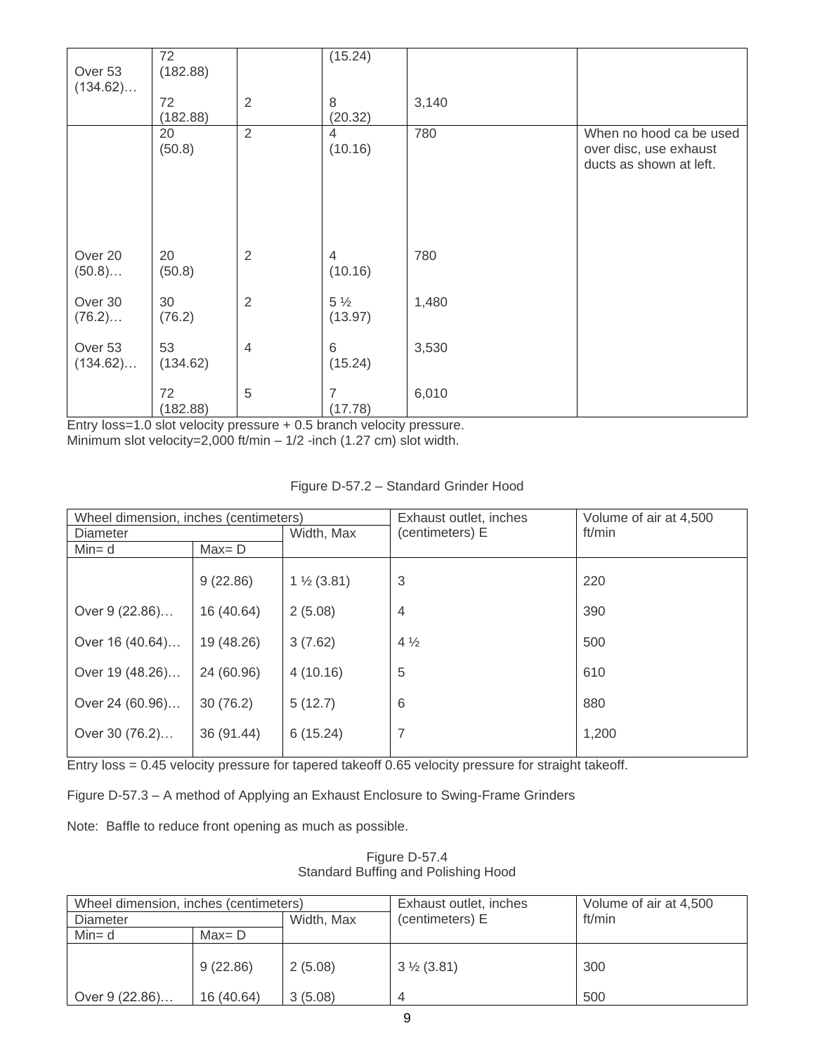|  |  |  |  |  |  |
|---|---|---|---|---|---|
| Over 53 (134.62)… | 72 (182.88) |  | (15.24) |  |  |
|  | 72 (182.88) | 2 | 8 (20.32) | 3,140 |  |
|  | 20 (50.8) | 2 | 4 (10.16) | 780 | When no hood ca be used over disc, use exhaust ducts as shown at left. |
| Over 20 (50.8)… | 20 (50.8) | 2 | 4 (10.16) | 780 |  |
| Over 30 (76.2)… | 30 (76.2) | 2 | 5 ½ (13.97) | 1,480 |  |
| Over 53 (134.62)… | 53 (134.62) | 4 | 6 (15.24) | 3,530 |  |
|  | 72 (182.88) | 5 | 7 (17.78) | 6,010 |  |

Entry loss=1.0 slot velocity pressure + 0.5 branch velocity pressure.
Minimum slot velocity=2,000 ft/min – 1/2 -inch (1.27 cm) slot width.

Figure D-57.2 – Standard Grinder Hood

| Wheel dimension, inches (centimeters) | | | Exhaust outlet, inches (centimeters) E | Volume of air at 4,500 ft/min |
|---|---|---|---|---|
| Diameter | | Width, Max | | |
| Min= d | Max= D | | | |
|  | 9 (22.86) | 1 ½ (3.81) | 3 | 220 |
| Over 9 (22.86)… | 16 (40.64) | 2 (5.08) | 4 | 390 |
| Over 16 (40.64)… | 19 (48.26) | 3 (7.62) | 4 ½ | 500 |
| Over 19 (48.26)… | 24 (60.96) | 4 (10.16) | 5 | 610 |
| Over 24 (60.96)… | 30 (76.2) | 5 (12.7) | 6 | 880 |
| Over 30 (76.2)… | 36 (91.44) | 6 (15.24) | 7 | 1,200 |

Entry loss = 0.45 velocity pressure for tapered takeoff 0.65 velocity pressure for straight takeoff.

Figure D-57.3 – A method of Applying an Exhaust Enclosure to Swing-Frame Grinders

Note: Baffle to reduce front opening as much as possible.

Figure D-57.4
Standard Buffing and Polishing Hood

| Wheel dimension, inches (centimeters) | | | Exhaust outlet, inches (centimeters) E | Volume of air at 4,500 ft/min |
|---|---|---|---|---|
| Diameter | | Width, Max | | |
| Min= d | Max= D | | | |
|  | 9 (22.86) | 2 (5.08) | 3 ½ (3.81) | 300 |
| Over 9 (22.86)… | 16 (40.64) | 3 (5.08) | 4 | 500 |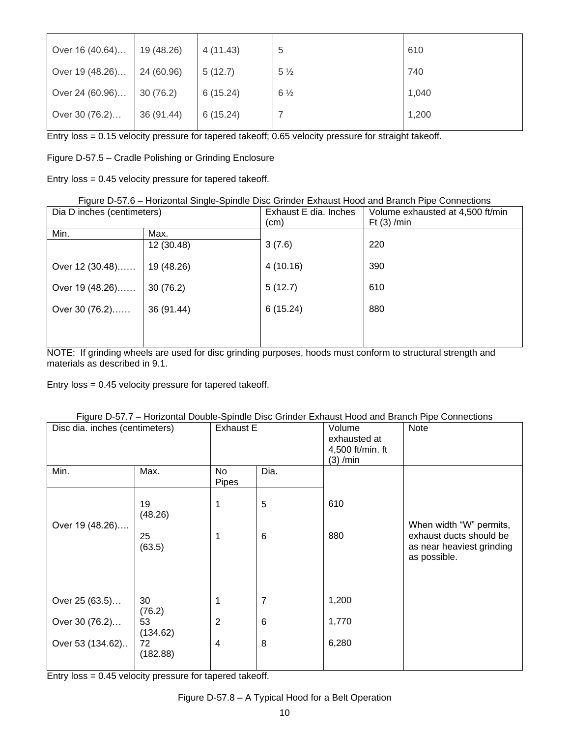| | | | | |
|---|---|---|---|---|
| Over 16 (40.64)… | 19 (48.26) | 4 (11.43) | 5 | 610 |
| Over 19 (48.26)… | 24 (60.96) | 5 (12.7) | 5 ½ | 740 |
| Over 24 (60.96)… | 30 (76.2) | 6 (15.24) | 6 ½ | 1,040 |
| Over 30 (76.2)… | 36 (91.44) | 6 (15.24) | 7 | 1,200 |

Entry loss = 0.15 velocity pressure for tapered takeoff; 0.65 velocity pressure for straight takeoff.

Figure D-57.5 – Cradle Polishing or Grinding Enclosure

Entry loss = 0.45 velocity pressure for tapered takeoff.

Figure D-57.6 – Horizontal Single-Spindle Disc Grinder Exhaust Hood and Branch Pipe Connections

| Dia D inches (centimeters) | | Exhaust E dia. Inches (cm) | Volume exhausted at 4,500 ft/min Ft (3) /min |
|---|---|---|---|
| Min. | Max. | | |
| | 12 (30.48) | 3 (7.6) | 220 |
| Over 12 (30.48)…… | 19 (48.26) | 4 (10.16) | 390 |
| Over 19 (48.26)…… | 30 (76.2) | 5 (12.7) | 610 |
| Over 30 (76.2)…… | 36 (91.44) | 6 (15.24) | 880 |

NOTE: If grinding wheels are used for disc grinding purposes, hoods must conform to structural strength and materials as described in 9.1.

Entry loss = 0.45 velocity pressure for tapered takeoff.

Figure D-57.7 – Horizontal Double-Spindle Disc Grinder Exhaust Hood and Branch Pipe Connections

| Disc dia. inches (centimeters) | | Exhaust E | | Volume exhausted at 4,500 ft/min. ft (3) /min | Note |
|---|---|---|---|---|---|
| Min. | Max. | No Pipes | Dia. | | |
| Over 19 (48.26)…. | 19 (48.26) | 1 | 5 | 610 | When width “W” permits, exhaust ducts should be as near heaviest grinding as possible. |
| | 25 (63.5) | 1 | 6 | 880 | |
| Over 25 (63.5)… | 30 (76.2) | 1 | 7 | 1,200 | |
| Over 30 (76.2)… | 53 (134.62) | 2 | 6 | 1,770 | |
| Over 53 (134.62).. | 72 (182.88) | 4 | 8 | 6,280 | |

Entry loss = 0.45 velocity pressure for tapered takeoff.

Figure D-57.8 – A Typical Hood for a Belt Operation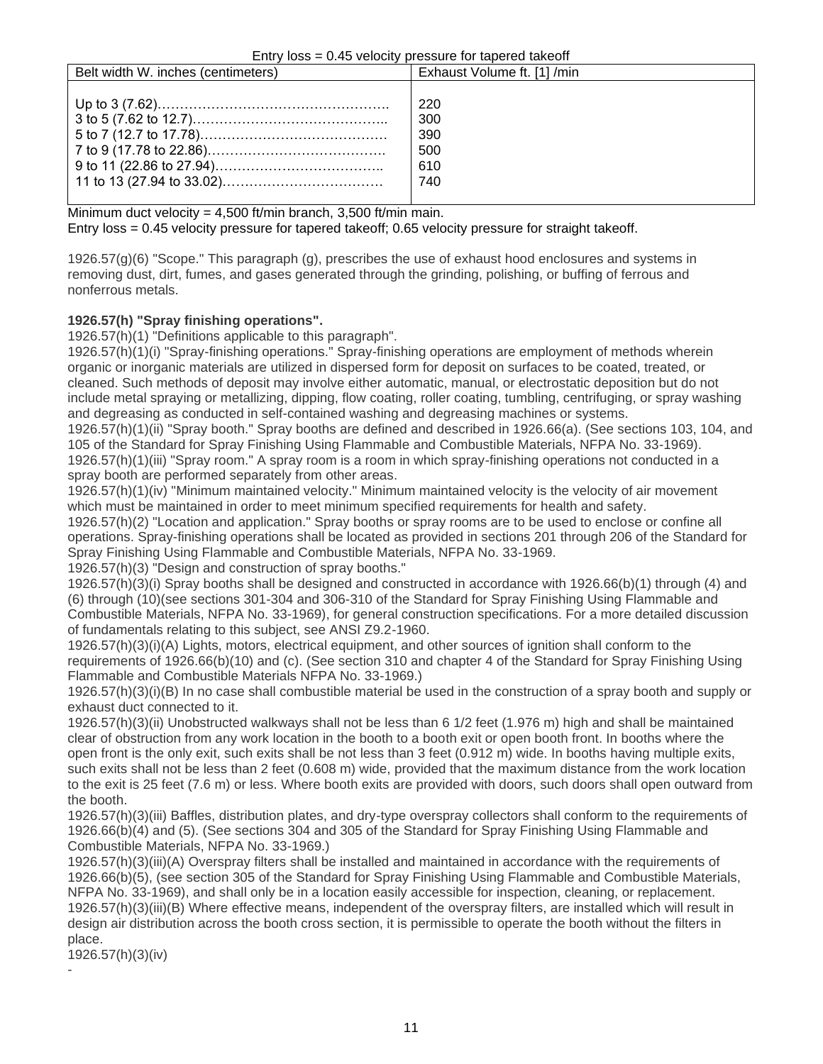Entry loss = 0.45 velocity pressure for tapered takeoff

| Belt width W. inches (centimeters) | Exhaust Volume ft. [1] /min |
|---|---|
| Up to 3 (7.62)……………………………………………. | 220 |
| 3 to 5 (7.62 to 12.7)…………………………………….. | 300 |
| 5 to 7 (12.7 to 17.78)…………………………………… | 390 |
| 7 to 9 (17.78 to 22.86)…………………………………. | 500 |
| 9 to 11 (22.86 to 27.94)……………………………….. | 610 |
| 11 to 13 (27.94 to 33.02)……………………………… | 740 |

Minimum duct velocity = 4,500 ft/min branch, 3,500 ft/min main.
Entry loss = 0.45 velocity pressure for tapered takeoff; 0.65 velocity pressure for straight takeoff.

1926.57(g)(6) "Scope." This paragraph (g), prescribes the use of exhaust hood enclosures and systems in removing dust, dirt, fumes, and gases generated through the grinding, polishing, or buffing of ferrous and nonferrous metals.

**1926.57(h) "Spray finishing operations".**
1926.57(h)(1) "Definitions applicable to this paragraph".
1926.57(h)(1)(i) "Spray-finishing operations." Spray-finishing operations are employment of methods wherein organic or inorganic materials are utilized in dispersed form for deposit on surfaces to be coated, treated, or cleaned. Such methods of deposit may involve either automatic, manual, or electrostatic deposition but do not include metal spraying or metallizing, dipping, flow coating, roller coating, tumbling, centrifuging, or spray washing and degreasing as conducted in self-contained washing and degreasing machines or systems.
1926.57(h)(1)(ii) "Spray booth." Spray booths are defined and described in 1926.66(a). (See sections 103, 104, and 105 of the Standard for Spray Finishing Using Flammable and Combustible Materials, NFPA No. 33-1969).
1926.57(h)(1)(iii) "Spray room." A spray room is a room in which spray-finishing operations not conducted in a spray booth are performed separately from other areas.
1926.57(h)(1)(iv) "Minimum maintained velocity." Minimum maintained velocity is the velocity of air movement which must be maintained in order to meet minimum specified requirements for health and safety.
1926.57(h)(2) "Location and application." Spray booths or spray rooms are to be used to enclose or confine all operations. Spray-finishing operations shall be located as provided in sections 201 through 206 of the Standard for Spray Finishing Using Flammable and Combustible Materials, NFPA No. 33-1969.
1926.57(h)(3) "Design and construction of spray booths."
1926.57(h)(3)(i) Spray booths shall be designed and constructed in accordance with 1926.66(b)(1) through (4) and (6) through (10)(see sections 301-304 and 306-310 of the Standard for Spray Finishing Using Flammable and Combustible Materials, NFPA No. 33-1969), for general construction specifications. For a more detailed discussion of fundamentals relating to this subject, see ANSI Z9.2-1960.
1926.57(h)(3)(i)(A) Lights, motors, electrical equipment, and other sources of ignition shall conform to the requirements of 1926.66(b)(10) and (c). (See section 310 and chapter 4 of the Standard for Spray Finishing Using Flammable and Combustible Materials NFPA No. 33-1969.)
1926.57(h)(3)(i)(B) In no case shall combustible material be used in the construction of a spray booth and supply or exhaust duct connected to it.
1926.57(h)(3)(ii) Unobstructed walkways shall not be less than 6 1/2 feet (1.976 m) high and shall be maintained clear of obstruction from any work location in the booth to a booth exit or open booth front. In booths where the open front is the only exit, such exits shall be not less than 3 feet (0.912 m) wide. In booths having multiple exits, such exits shall not be less than 2 feet (0.608 m) wide, provided that the maximum distance from the work location to the exit is 25 feet (7.6 m) or less. Where booth exits are provided with doors, such doors shall open outward from the booth.
1926.57(h)(3)(iii) Baffles, distribution plates, and dry-type overspray collectors shall conform to the requirements of 1926.66(b)(4) and (5). (See sections 304 and 305 of the Standard for Spray Finishing Using Flammable and Combustible Materials, NFPA No. 33-1969.)
1926.57(h)(3)(iii)(A) Overspray filters shall be installed and maintained in accordance with the requirements of 1926.66(b)(5), (see section 305 of the Standard for Spray Finishing Using Flammable and Combustible Materials, NFPA No. 33-1969), and shall only be in a location easily accessible for inspection, cleaning, or replacement.
1926.57(h)(3)(iii)(B) Where effective means, independent of the overspray filters, are installed which will result in design air distribution across the booth cross section, it is permissible to operate the booth without the filters in place.
1926.57(h)(3)(iv)
-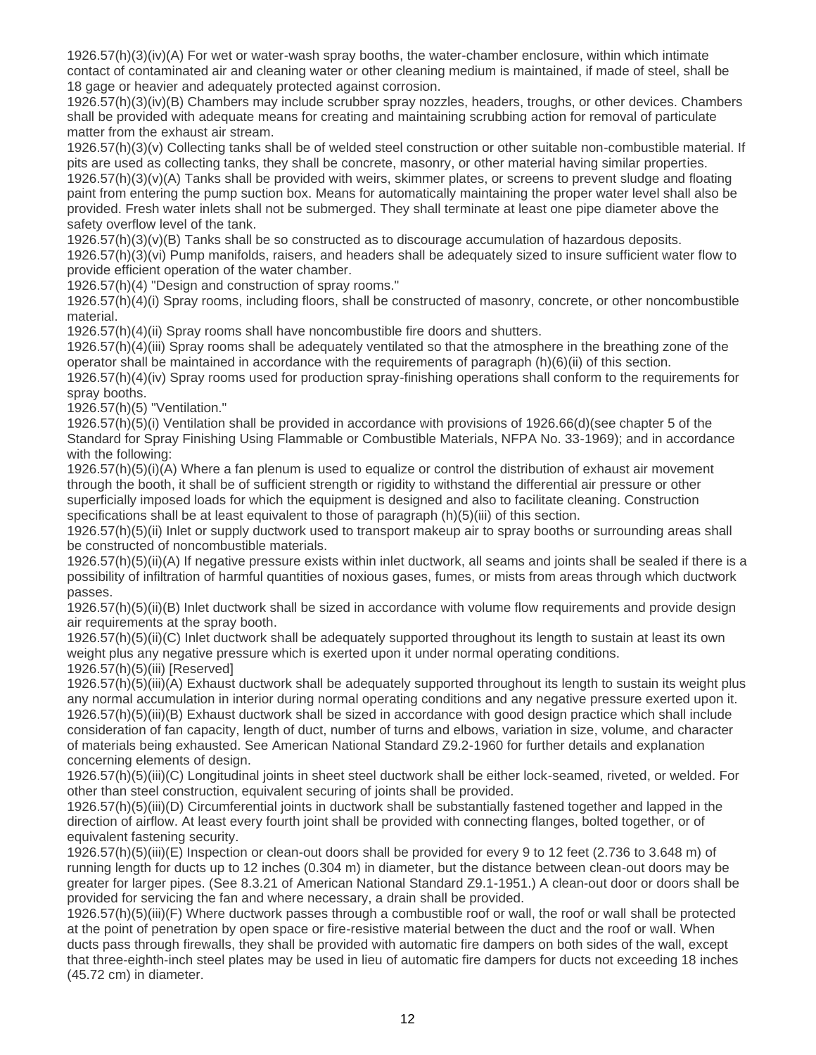1926.57(h)(3)(iv)(A) For wet or water-wash spray booths, the water-chamber enclosure, within which intimate contact of contaminated air and cleaning water or other cleaning medium is maintained, if made of steel, shall be 18 gage or heavier and adequately protected against corrosion.

1926.57(h)(3)(iv)(B) Chambers may include scrubber spray nozzles, headers, troughs, or other devices. Chambers shall be provided with adequate means for creating and maintaining scrubbing action for removal of particulate matter from the exhaust air stream.

1926.57(h)(3)(v) Collecting tanks shall be of welded steel construction or other suitable non-combustible material. If pits are used as collecting tanks, they shall be concrete, masonry, or other material having similar properties.

1926.57(h)(3)(v)(A) Tanks shall be provided with weirs, skimmer plates, or screens to prevent sludge and floating paint from entering the pump suction box. Means for automatically maintaining the proper water level shall also be provided. Fresh water inlets shall not be submerged. They shall terminate at least one pipe diameter above the safety overflow level of the tank.

1926.57(h)(3)(v)(B) Tanks shall be so constructed as to discourage accumulation of hazardous deposits.

1926.57(h)(3)(vi) Pump manifolds, raisers, and headers shall be adequately sized to insure sufficient water flow to provide efficient operation of the water chamber.

1926.57(h)(4) "Design and construction of spray rooms."

1926.57(h)(4)(i) Spray rooms, including floors, shall be constructed of masonry, concrete, or other noncombustible material.

1926.57(h)(4)(ii) Spray rooms shall have noncombustible fire doors and shutters.

1926.57(h)(4)(iii) Spray rooms shall be adequately ventilated so that the atmosphere in the breathing zone of the operator shall be maintained in accordance with the requirements of paragraph (h)(6)(ii) of this section.

1926.57(h)(4)(iv) Spray rooms used for production spray-finishing operations shall conform to the requirements for spray booths.

1926.57(h)(5) "Ventilation."

1926.57(h)(5)(i) Ventilation shall be provided in accordance with provisions of 1926.66(d)(see chapter 5 of the Standard for Spray Finishing Using Flammable or Combustible Materials, NFPA No. 33-1969); and in accordance with the following:

1926.57(h)(5)(i)(A) Where a fan plenum is used to equalize or control the distribution of exhaust air movement through the booth, it shall be of sufficient strength or rigidity to withstand the differential air pressure or other superficially imposed loads for which the equipment is designed and also to facilitate cleaning. Construction specifications shall be at least equivalent to those of paragraph (h)(5)(iii) of this section.

1926.57(h)(5)(ii) Inlet or supply ductwork used to transport makeup air to spray booths or surrounding areas shall be constructed of noncombustible materials.

1926.57(h)(5)(ii)(A) If negative pressure exists within inlet ductwork, all seams and joints shall be sealed if there is a possibility of infiltration of harmful quantities of noxious gases, fumes, or mists from areas through which ductwork passes.

1926.57(h)(5)(ii)(B) Inlet ductwork shall be sized in accordance with volume flow requirements and provide design air requirements at the spray booth.

1926.57(h)(5)(ii)(C) Inlet ductwork shall be adequately supported throughout its length to sustain at least its own weight plus any negative pressure which is exerted upon it under normal operating conditions.

1926.57(h)(5)(iii) [Reserved]

1926.57(h)(5)(iii)(A) Exhaust ductwork shall be adequately supported throughout its length to sustain its weight plus any normal accumulation in interior during normal operating conditions and any negative pressure exerted upon it.

1926.57(h)(5)(iii)(B) Exhaust ductwork shall be sized in accordance with good design practice which shall include consideration of fan capacity, length of duct, number of turns and elbows, variation in size, volume, and character of materials being exhausted. See American National Standard Z9.2-1960 for further details and explanation concerning elements of design.

1926.57(h)(5)(iii)(C) Longitudinal joints in sheet steel ductwork shall be either lock-seamed, riveted, or welded. For other than steel construction, equivalent securing of joints shall be provided.

1926.57(h)(5)(iii)(D) Circumferential joints in ductwork shall be substantially fastened together and lapped in the direction of airflow. At least every fourth joint shall be provided with connecting flanges, bolted together, or of equivalent fastening security.

1926.57(h)(5)(iii)(E) Inspection or clean-out doors shall be provided for every 9 to 12 feet (2.736 to 3.648 m) of running length for ducts up to 12 inches (0.304 m) in diameter, but the distance between clean-out doors may be greater for larger pipes. (See 8.3.21 of American National Standard Z9.1-1951.) A clean-out door or doors shall be provided for servicing the fan and where necessary, a drain shall be provided.

1926.57(h)(5)(iii)(F) Where ductwork passes through a combustible roof or wall, the roof or wall shall be protected at the point of penetration by open space or fire-resistive material between the duct and the roof or wall. When ducts pass through firewalls, they shall be provided with automatic fire dampers on both sides of the wall, except that three-eighth-inch steel plates may be used in lieu of automatic fire dampers for ducts not exceeding 18 inches (45.72 cm) in diameter.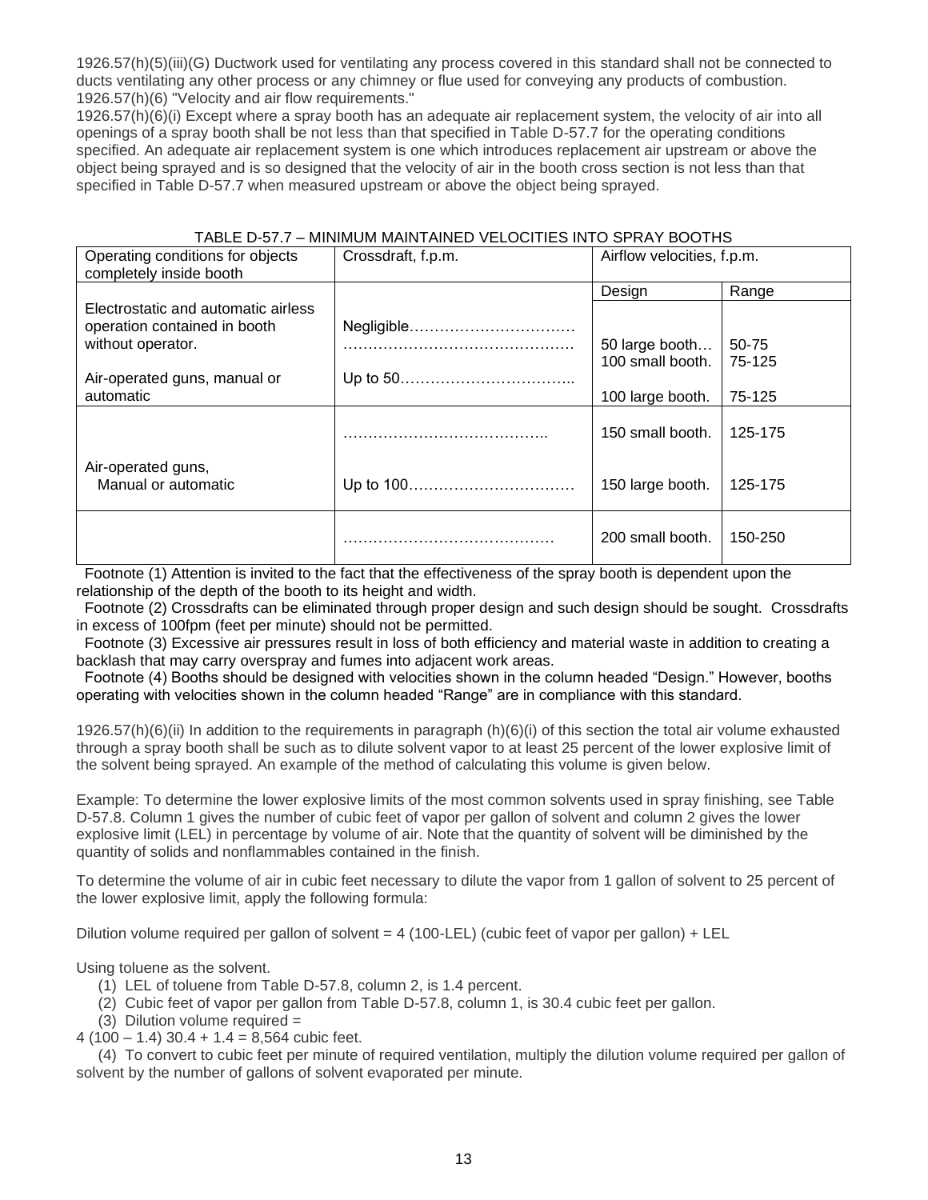1926.57(h)(5)(iii)(G) Ductwork used for ventilating any process covered in this standard shall not be connected to ducts ventilating any other process or any chimney or flue used for conveying any products of combustion.
1926.57(h)(6) "Velocity and air flow requirements."
1926.57(h)(6)(i) Except where a spray booth has an adequate air replacement system, the velocity of air into all openings of a spray booth shall be not less than that specified in Table D-57.7 for the operating conditions specified. An adequate air replacement system is one which introduces replacement air upstream or above the object being sprayed and is so designed that the velocity of air in the booth cross section is not less than that specified in Table D-57.7 when measured upstream or above the object being sprayed.

TABLE D-57.7 – MINIMUM MAINTAINED VELOCITIES INTO SPRAY BOOTHS

| Operating conditions for objects completely inside booth | Crossdraft, f.p.m. | Airflow velocities, f.p.m. | |
|---|---|---|---|
| | | Design | Range |
| Electrostatic and automatic airless operation contained in booth without operator. | Negligible……………………………… | 50 large booth… | 50-75 |
| | ……………………………………… | 100 small booth. | 75-125 |
| Air-operated guns, manual or automatic | Up to 50…………………………….. | 100 large booth. | 75-125 |
| | ………………………………….. | 150 small booth. | 125-175 |
| Air-operated guns, Manual or automatic | Up to 100…………………………… | 150 large booth. | 125-175 |
| | …………………………………… | 200 small booth. | 150-250 |

Footnote (1) Attention is invited to the fact that the effectiveness of the spray booth is dependent upon the relationship of the depth of the booth to its height and width.
Footnote (2) Crossdrafts can be eliminated through proper design and such design should be sought. Crossdrafts in excess of 100fpm (feet per minute) should not be permitted.
Footnote (3) Excessive air pressures result in loss of both efficiency and material waste in addition to creating a backlash that may carry overspray and fumes into adjacent work areas.
Footnote (4) Booths should be designed with velocities shown in the column headed "Design." However, booths operating with velocities shown in the column headed "Range" are in compliance with this standard.

1926.57(h)(6)(ii) In addition to the requirements in paragraph (h)(6)(i) of this section the total air volume exhausted through a spray booth shall be such as to dilute solvent vapor to at least 25 percent of the lower explosive limit of the solvent being sprayed. An example of the method of calculating this volume is given below.

Example: To determine the lower explosive limits of the most common solvents used in spray finishing, see Table D-57.8. Column 1 gives the number of cubic feet of vapor per gallon of solvent and column 2 gives the lower explosive limit (LEL) in percentage by volume of air. Note that the quantity of solvent will be diminished by the quantity of solids and nonflammables contained in the finish.

To determine the volume of air in cubic feet necessary to dilute the vapor from 1 gallon of solvent to 25 percent of the lower explosive limit, apply the following formula:

Dilution volume required per gallon of solvent = 4 (100-LEL) (cubic feet of vapor per gallon) + LEL

Using toluene as the solvent.

(1) LEL of toluene from Table D-57.8, column 2, is 1.4 percent.
(2) Cubic feet of vapor per gallon from Table D-57.8, column 1, is 30.4 cubic feet per gallon.
(3) Dilution volume required =

$4 (100 - 1.4)\ 30.4 + 1.4 = 8{,}564$ cubic feet.

(4) To convert to cubic feet per minute of required ventilation, multiply the dilution volume required per gallon of solvent by the number of gallons of solvent evaporated per minute.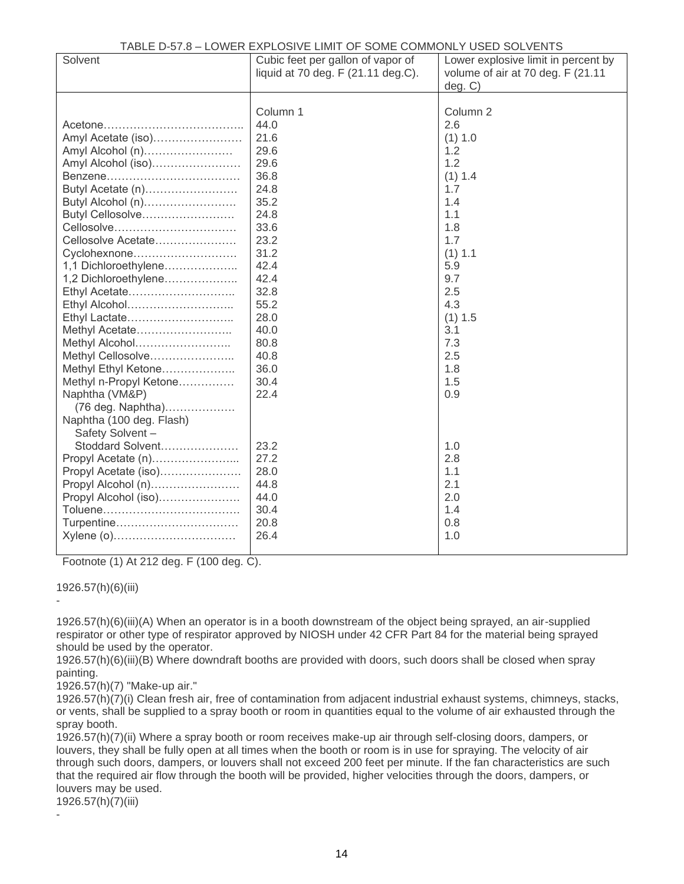TABLE D-57.8 – LOWER EXPLOSIVE LIMIT OF SOME COMMONLY USED SOLVENTS

| Solvent | Cubic feet per gallon of vapor of liquid at 70 deg. F (21.11 deg.C). | Lower explosive limit in percent by volume of air at 70 deg. F (21.11 deg. C) |
|---|---|---|
| | Column 1 | Column 2 |
| Acetone……………………………….. | 44.0 | 2.6 |
| Amyl Acetate (iso)…………………… | 21.6 | (1) 1.0 |
| Amyl Alcohol (n)…………………… | 29.6 | 1.2 |
| Amyl Alcohol (iso)…………………… | 29.6 | 1.2 |
| Benzene……………………………… | 36.8 | (1) 1.4 |
| Butyl Acetate (n)……………………. | 24.8 | 1.7 |
| Butyl Alcohol (n)……………………. | 35.2 | 1.4 |
| Butyl Cellosolve…………………… | 24.8 | 1.1 |
| Cellosolve…………………………… | 33.6 | 1.8 |
| Cellosolve Acetate………………… | 23.2 | 1.7 |
| Cyclohexnone………………………. | 31.2 | (1) 1.1 |
| 1,1 Dichloroethylene……………….. | 42.4 | 5.9 |
| 1,2 Dichloroethylene……………….. | 42.4 | 9.7 |
| Ethyl Acetate……………………….. | 32.8 | 2.5 |
| Ethyl Alcohol……………………….. | 55.2 | 4.3 |
| Ethyl Lactate……………………….. | 28.0 | (1) 1.5 |
| Methyl Acetate…………………….. | 40.0 | 3.1 |
| Methyl Alcohol…………………….. | 80.8 | 7.3 |
| Methyl Cellosolve………………….. | 40.8 | 2.5 |
| Methyl Ethyl Ketone……………….. | 36.0 | 1.8 |
| Methyl n-Propyl Ketone…………… | 30.4 | 1.5 |
| Naphtha (VM&P) (76 deg. Naphtha)………………. | 22.4 | 0.9 |
| Naphtha (100 deg. Flash) Safety Solvent – Stoddard Solvent………………… | 23.2 | 1.0 |
| Propyl Acetate (n)…………………... | 27.2 | 2.8 |
| Propyl Acetate (iso)…………………. | 28.0 | 1.1 |
| Propyl Alcohol (n)…………………… | 44.8 | 2.1 |
| Propyl Alcohol (iso)…………………. | 44.0 | 2.0 |
| Toluene………………………………. | 30.4 | 1.4 |
| Turpentine…………………………… | 20.8 | 0.8 |
| Xylene (o)…………………………… | 26.4 | 1.0 |

Footnote (1) At 212 deg. F (100 deg. C).

1926.57(h)(6)(iii)

-

1926.57(h)(6)(iii)(A) When an operator is in a booth downstream of the object being sprayed, an air-supplied respirator or other type of respirator approved by NIOSH under 42 CFR Part 84 for the material being sprayed should be used by the operator.

1926.57(h)(6)(iii)(B) Where downdraft booths are provided with doors, such doors shall be closed when spray painting.

1926.57(h)(7) "Make-up air."

1926.57(h)(7)(i) Clean fresh air, free of contamination from adjacent industrial exhaust systems, chimneys, stacks, or vents, shall be supplied to a spray booth or room in quantities equal to the volume of air exhausted through the spray booth.

1926.57(h)(7)(ii) Where a spray booth or room receives make-up air through self-closing doors, dampers, or louvers, they shall be fully open at all times when the booth or room is in use for spraying. The velocity of air through such doors, dampers, or louvers shall not exceed 200 feet per minute. If the fan characteristics are such that the required air flow through the booth will be provided, higher velocities through the doors, dampers, or louvers may be used.

1926.57(h)(7)(iii)

-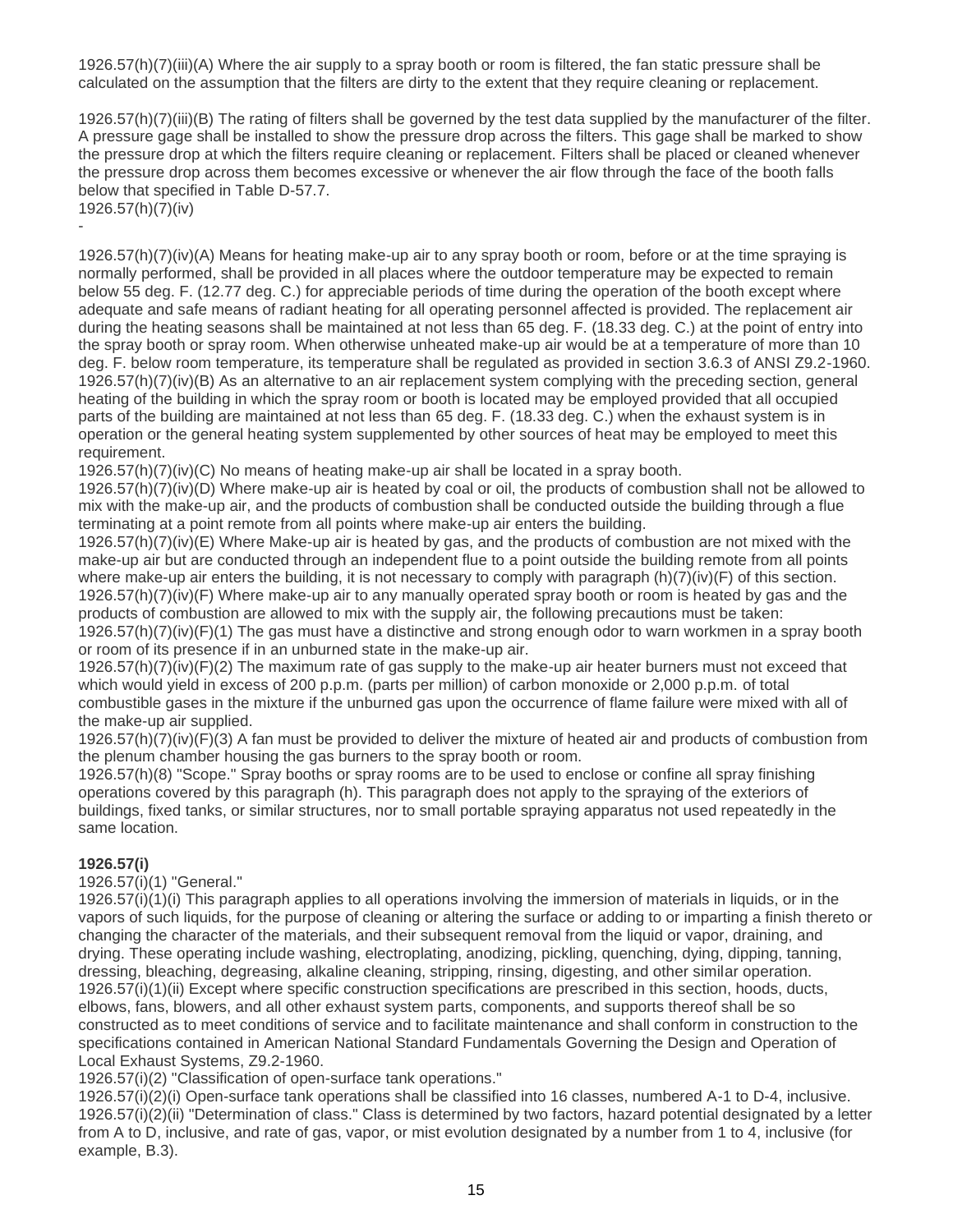1926.57(h)(7)(iii)(A) Where the air supply to a spray booth or room is filtered, the fan static pressure shall be calculated on the assumption that the filters are dirty to the extent that they require cleaning or replacement.

1926.57(h)(7)(iii)(B) The rating of filters shall be governed by the test data supplied by the manufacturer of the filter. A pressure gage shall be installed to show the pressure drop across the filters. This gage shall be marked to show the pressure drop at which the filters require cleaning or replacement. Filters shall be placed or cleaned whenever the pressure drop across them becomes excessive or whenever the air flow through the face of the booth falls below that specified in Table D-57.7.
1926.57(h)(7)(iv)
-

1926.57(h)(7)(iv)(A) Means for heating make-up air to any spray booth or room, before or at the time spraying is normally performed, shall be provided in all places where the outdoor temperature may be expected to remain below 55 deg. F. (12.77 deg. C.) for appreciable periods of time during the operation of the booth except where adequate and safe means of radiant heating for all operating personnel affected is provided. The replacement air during the heating seasons shall be maintained at not less than 65 deg. F. (18.33 deg. C.) at the point of entry into the spray booth or spray room. When otherwise unheated make-up air would be at a temperature of more than 10 deg. F. below room temperature, its temperature shall be regulated as provided in section 3.6.3 of ANSI Z9.2-1960.
1926.57(h)(7)(iv)(B) As an alternative to an air replacement system complying with the preceding section, general heating of the building in which the spray room or booth is located may be employed provided that all occupied parts of the building are maintained at not less than 65 deg. F. (18.33 deg. C.) when the exhaust system is in operation or the general heating system supplemented by other sources of heat may be employed to meet this requirement.
1926.57(h)(7)(iv)(C) No means of heating make-up air shall be located in a spray booth.
1926.57(h)(7)(iv)(D) Where make-up air is heated by coal or oil, the products of combustion shall not be allowed to mix with the make-up air, and the products of combustion shall be conducted outside the building through a flue terminating at a point remote from all points where make-up air enters the building.
1926.57(h)(7)(iv)(E) Where Make-up air is heated by gas, and the products of combustion are not mixed with the make-up air but are conducted through an independent flue to a point outside the building remote from all points where make-up air enters the building, it is not necessary to comply with paragraph (h)(7)(iv)(F) of this section.
1926.57(h)(7)(iv)(F) Where make-up air to any manually operated spray booth or room is heated by gas and the products of combustion are allowed to mix with the supply air, the following precautions must be taken:
1926.57(h)(7)(iv)(F)(1) The gas must have a distinctive and strong enough odor to warn workmen in a spray booth or room of its presence if in an unburned state in the make-up air.
1926.57(h)(7)(iv)(F)(2) The maximum rate of gas supply to the make-up air heater burners must not exceed that which would yield in excess of 200 p.p.m. (parts per million) of carbon monoxide or 2,000 p.p.m. of total combustible gases in the mixture if the unburned gas upon the occurrence of flame failure were mixed with all of the make-up air supplied.
1926.57(h)(7)(iv)(F)(3) A fan must be provided to deliver the mixture of heated air and products of combustion from the plenum chamber housing the gas burners to the spray booth or room.
1926.57(h)(8) "Scope." Spray booths or spray rooms are to be used to enclose or confine all spray finishing operations covered by this paragraph (h). This paragraph does not apply to the spraying of the exteriors of buildings, fixed tanks, or similar structures, nor to small portable spraying apparatus not used repeatedly in the same location.

**1926.57(i)**

1926.57(i)(1) "General."
1926.57(i)(1)(i) This paragraph applies to all operations involving the immersion of materials in liquids, or in the vapors of such liquids, for the purpose of cleaning or altering the surface or adding to or imparting a finish thereto or changing the character of the materials, and their subsequent removal from the liquid or vapor, draining, and drying. These operating include washing, electroplating, anodizing, pickling, quenching, dying, dipping, tanning, dressing, bleaching, degreasing, alkaline cleaning, stripping, rinsing, digesting, and other similar operation.
1926.57(i)(1)(ii) Except where specific construction specifications are prescribed in this section, hoods, ducts, elbows, fans, blowers, and all other exhaust system parts, components, and supports thereof shall be so constructed as to meet conditions of service and to facilitate maintenance and shall conform in construction to the specifications contained in American National Standard Fundamentals Governing the Design and Operation of Local Exhaust Systems, Z9.2-1960.
1926.57(i)(2) "Classification of open-surface tank operations."
1926.57(i)(2)(i) Open-surface tank operations shall be classified into 16 classes, numbered A-1 to D-4, inclusive.
1926.57(i)(2)(ii) "Determination of class." Class is determined by two factors, hazard potential designated by a letter from A to D, inclusive, and rate of gas, vapor, or mist evolution designated by a number from 1 to 4, inclusive (for example, B.3).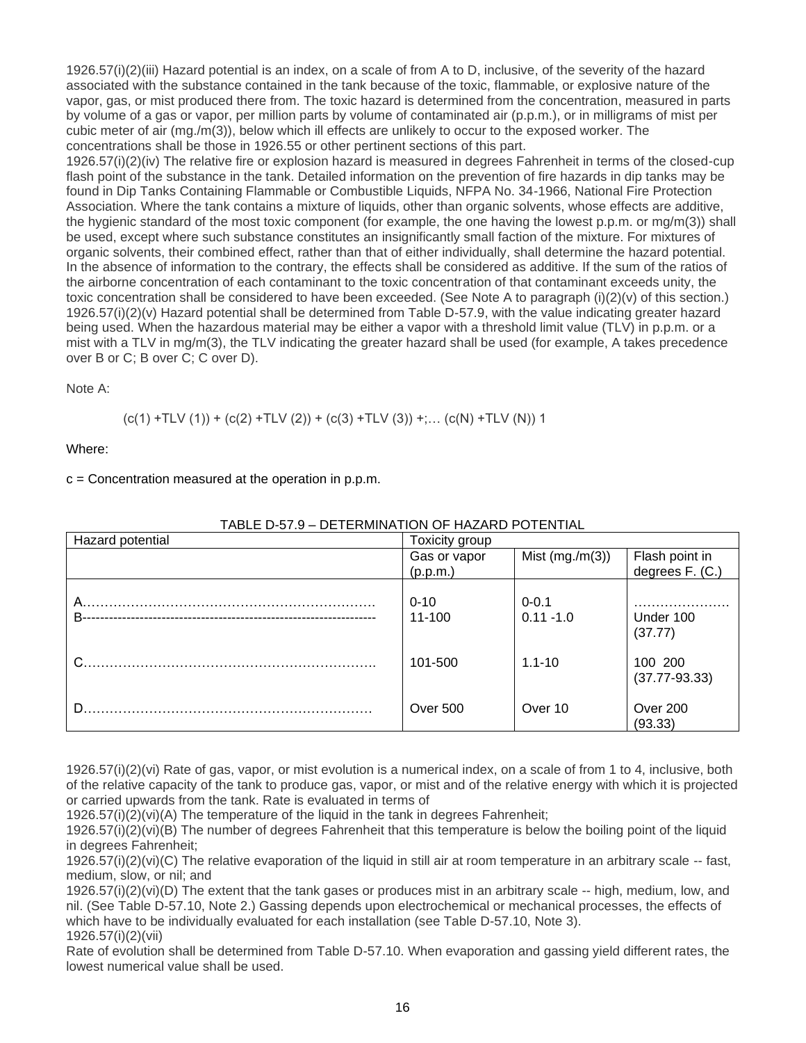1926.57(i)(2)(iii) Hazard potential is an index, on a scale of from A to D, inclusive, of the severity of the hazard associated with the substance contained in the tank because of the toxic, flammable, or explosive nature of the vapor, gas, or mist produced there from. The toxic hazard is determined from the concentration, measured in parts by volume of a gas or vapor, per million parts by volume of contaminated air (p.p.m.), or in milligrams of mist per cubic meter of air (mg./m(3)), below which ill effects are unlikely to occur to the exposed worker. The concentrations shall be those in 1926.55 or other pertinent sections of this part.

1926.57(i)(2)(iv) The relative fire or explosion hazard is measured in degrees Fahrenheit in terms of the closed-cup flash point of the substance in the tank. Detailed information on the prevention of fire hazards in dip tanks may be found in Dip Tanks Containing Flammable or Combustible Liquids, NFPA No. 34-1966, National Fire Protection Association. Where the tank contains a mixture of liquids, other than organic solvents, whose effects are additive, the hygienic standard of the most toxic component (for example, the one having the lowest p.p.m. or mg/m(3)) shall be used, except where such substance constitutes an insignificantly small faction of the mixture. For mixtures of organic solvents, their combined effect, rather than that of either individually, shall determine the hazard potential. In the absence of information to the contrary, the effects shall be considered as additive. If the sum of the ratios of the airborne concentration of each contaminant to the toxic concentration of that contaminant exceeds unity, the toxic concentration shall be considered to have been exceeded. (See Note A to paragraph (i)(2)(v) of this section.)

1926.57(i)(2)(v) Hazard potential shall be determined from Table D-57.9, with the value indicating greater hazard being used. When the hazardous material may be either a vapor with a threshold limit value (TLV) in p.p.m. or a mist with a TLV in mg/m(3), the TLV indicating the greater hazard shall be used (for example, A takes precedence over B or C; B over C; C over D).

Note A:

$$(c(1) + TLV(1)) + (c(2) + TLV(2)) + (c(3) + TLV(3)) +;\ldots (c(N) + TLV(N))\ 1$$

Where:

c = Concentration measured at the operation in p.p.m.

TABLE D-57.9 – DETERMINATION OF HAZARD POTENTIAL

| Hazard potential | Toxicity group | | |
|---|---|---|---|
| | Gas or vapor (p.p.m.) | Mist (mg./m(3)) | Flash point in degrees F. (C.) |
| A……………………………………………………… | 0-10 | 0-0.1 | ………………… |
| B------------------------------------------------------------------- | 11-100 | 0.11 -1.0 | Under 100 (37.77) |
| C……………………………………………………… | 101-500 | 1.1-10 | 100 200 (37.77-93.33) |
| D……………………………………………………… | Over 500 | Over 10 | Over 200 (93.33) |

1926.57(i)(2)(vi) Rate of gas, vapor, or mist evolution is a numerical index, on a scale of from 1 to 4, inclusive, both of the relative capacity of the tank to produce gas, vapor, or mist and of the relative energy with which it is projected or carried upwards from the tank. Rate is evaluated in terms of

1926.57(i)(2)(vi)(A) The temperature of the liquid in the tank in degrees Fahrenheit;

1926.57(i)(2)(vi)(B) The number of degrees Fahrenheit that this temperature is below the boiling point of the liquid in degrees Fahrenheit;

1926.57(i)(2)(vi)(C) The relative evaporation of the liquid in still air at room temperature in an arbitrary scale -- fast, medium, slow, or nil; and

1926.57(i)(2)(vi)(D) The extent that the tank gases or produces mist in an arbitrary scale -- high, medium, low, and nil. (See Table D-57.10, Note 2.) Gassing depends upon electrochemical or mechanical processes, the effects of which have to be individually evaluated for each installation (see Table D-57.10, Note 3).

1926.57(i)(2)(vii)

Rate of evolution shall be determined from Table D-57.10. When evaporation and gassing yield different rates, the lowest numerical value shall be used.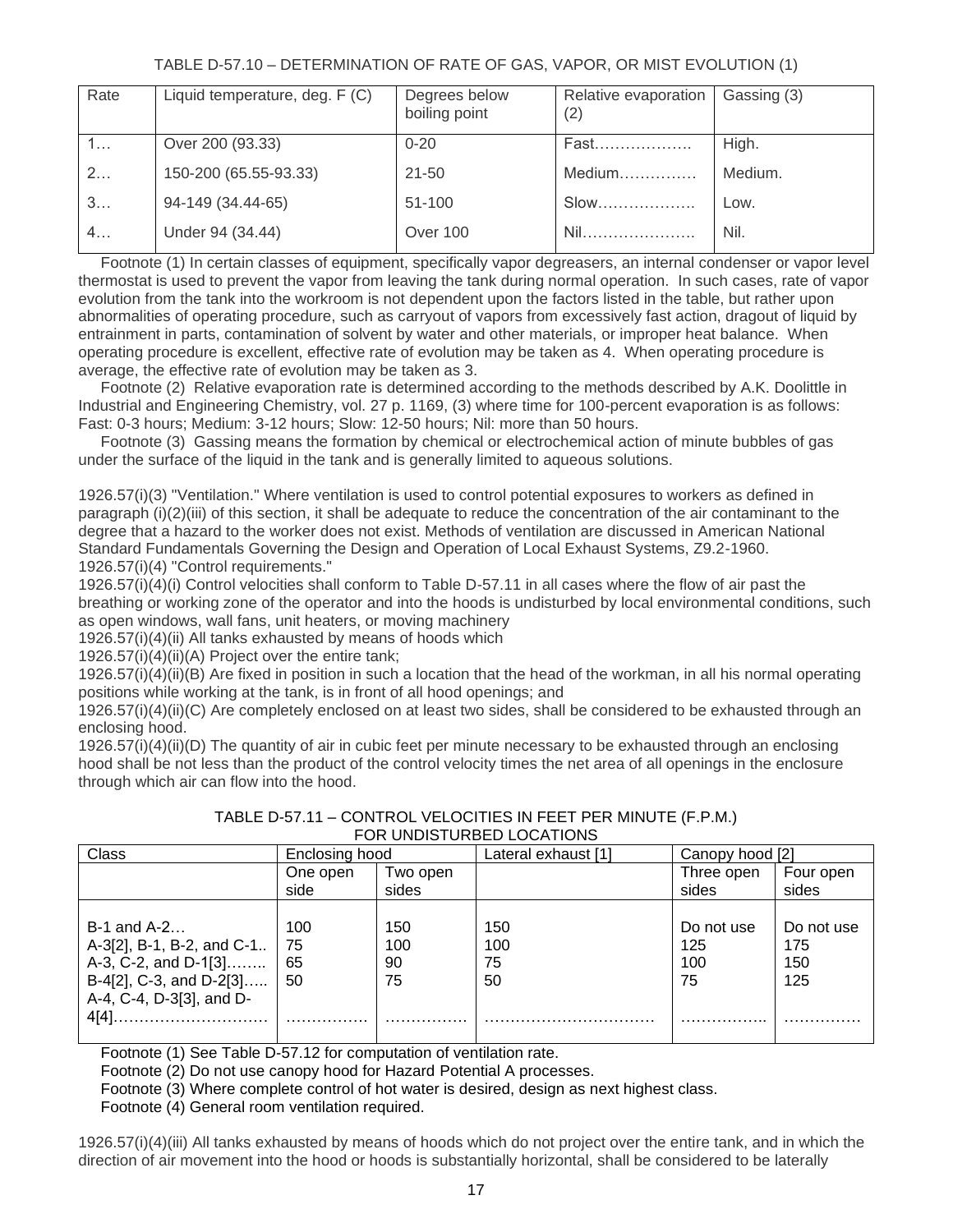TABLE D-57.10 – DETERMINATION OF RATE OF GAS, VAPOR, OR MIST EVOLUTION (1)

| Rate | Liquid temperature, deg. F (C) | Degrees below boiling point | Relative evaporation (2) | Gassing (3) |
|---|---|---|---|---|
| 1… | Over 200 (93.33) | 0-20 | Fast………………. | High. |
| 2… | 150-200 (65.55-93.33) | 21-50 | Medium…………… | Medium. |
| 3… | 94-149 (34.44-65) | 51-100 | Slow………………. | Low. |
| 4… | Under 94 (34.44) | Over 100 | Nil…………………. | Nil. |

Footnote (1) In certain classes of equipment, specifically vapor degreasers, an internal condenser or vapor level thermostat is used to prevent the vapor from leaving the tank during normal operation. In such cases, rate of vapor evolution from the tank into the workroom is not dependent upon the factors listed in the table, but rather upon abnormalities of operating procedure, such as carryout of vapors from excessively fast action, dragout of liquid by entrainment in parts, contamination of solvent by water and other materials, or improper heat balance. When operating procedure is excellent, effective rate of evolution may be taken as 4. When operating procedure is average, the effective rate of evolution may be taken as 3.

Footnote (2) Relative evaporation rate is determined according to the methods described by A.K. Doolittle in Industrial and Engineering Chemistry, vol. 27 p. 1169, (3) where time for 100-percent evaporation is as follows: Fast: 0-3 hours; Medium: 3-12 hours; Slow: 12-50 hours; Nil: more than 50 hours.

Footnote (3) Gassing means the formation by chemical or electrochemical action of minute bubbles of gas under the surface of the liquid in the tank and is generally limited to aqueous solutions.

1926.57(i)(3) "Ventilation." Where ventilation is used to control potential exposures to workers as defined in paragraph (i)(2)(iii) of this section, it shall be adequate to reduce the concentration of the air contaminant to the degree that a hazard to the worker does not exist. Methods of ventilation are discussed in American National Standard Fundamentals Governing the Design and Operation of Local Exhaust Systems, Z9.2-1960.

1926.57(i)(4) "Control requirements."

1926.57(i)(4)(i) Control velocities shall conform to Table D-57.11 in all cases where the flow of air past the breathing or working zone of the operator and into the hoods is undisturbed by local environmental conditions, such as open windows, wall fans, unit heaters, or moving machinery

1926.57(i)(4)(ii) All tanks exhausted by means of hoods which

1926.57(i)(4)(ii)(A) Project over the entire tank;

1926.57(i)(4)(ii)(B) Are fixed in position in such a location that the head of the workman, in all his normal operating positions while working at the tank, is in front of all hood openings; and

1926.57(i)(4)(ii)(C) Are completely enclosed on at least two sides, shall be considered to be exhausted through an enclosing hood.

1926.57(i)(4)(ii)(D) The quantity of air in cubic feet per minute necessary to be exhausted through an enclosing hood shall be not less than the product of the control velocity times the net area of all openings in the enclosure through which air can flow into the hood.

TABLE D-57.11 – CONTROL VELOCITIES IN FEET PER MINUTE (F.P.M.) FOR UNDISTURBED LOCATIONS

| Class | Enclosing hood | | Lateral exhaust [1] | Canopy hood [2] | |
|---|---|---|---|---|---|
| | One open side | Two open sides | | Three open sides | Four open sides |
| B-1 and A-2… | 100 | 150 | 150 | Do not use | Do not use |
| A-3[2], B-1, B-2, and C-1.. | 75 | 100 | 100 | 125 | 175 |
| A-3, C-2, and D-1[3]…….. | 65 | 90 | 75 | 100 | 150 |
| B-4[2], C-3, and D-2[3]….. | 50 | 75 | 50 | 75 | 125 |
| A-4, C-4, D-3[3], and D-4[4]………………………… | ……………. | ……………. | …………………………… | …………….. | …………… |

Footnote (1) See Table D-57.12 for computation of ventilation rate.

Footnote (2) Do not use canopy hood for Hazard Potential A processes.

Footnote (3) Where complete control of hot water is desired, design as next highest class.

Footnote (4) General room ventilation required.

1926.57(i)(4)(iii) All tanks exhausted by means of hoods which do not project over the entire tank, and in which the direction of air movement into the hood or hoods is substantially horizontal, shall be considered to be laterally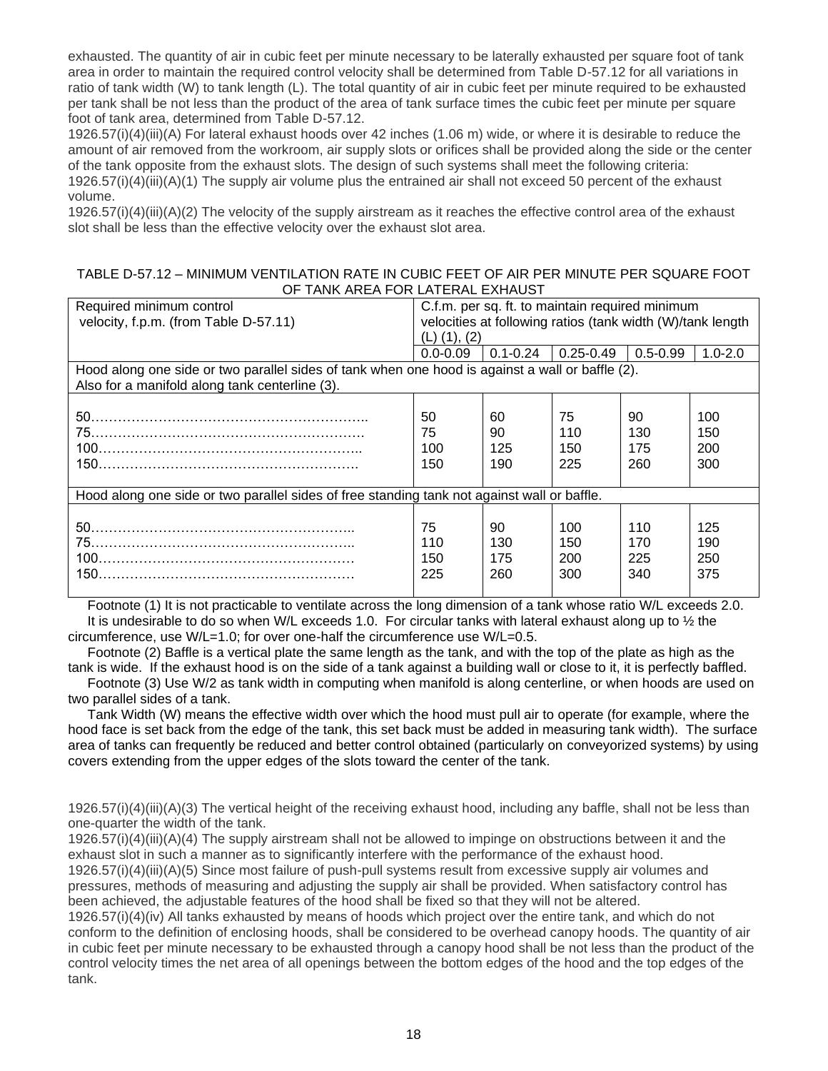exhausted. The quantity of air in cubic feet per minute necessary to be laterally exhausted per square foot of tank area in order to maintain the required control velocity shall be determined from Table D-57.12 for all variations in ratio of tank width (W) to tank length (L). The total quantity of air in cubic feet per minute required to be exhausted per tank shall be not less than the product of the area of tank surface times the cubic feet per minute per square foot of tank area, determined from Table D-57.12.

1926.57(i)(4)(iii)(A) For lateral exhaust hoods over 42 inches (1.06 m) wide, or where it is desirable to reduce the amount of air removed from the workroom, air supply slots or orifices shall be provided along the side or the center of the tank opposite from the exhaust slots. The design of such systems shall meet the following criteria:

1926.57(i)(4)(iii)(A)(1) The supply air volume plus the entrained air shall not exceed 50 percent of the exhaust volume.

1926.57(i)(4)(iii)(A)(2) The velocity of the supply airstream as it reaches the effective control area of the exhaust slot shall be less than the effective velocity over the exhaust slot area.

TABLE D-57.12 – MINIMUM VENTILATION RATE IN CUBIC FEET OF AIR PER MINUTE PER SQUARE FOOT OF TANK AREA FOR LATERAL EXHAUST

| Required minimum control velocity, f.p.m. (from Table D-57.11) | C.f.m. per sq. ft. to maintain required minimum velocities at following ratios (tank width (W)/tank length (L) (1), (2) | | | | |
|---|---|---|---|---|---|
| | 0.0-0.09 | 0.1-0.24 | 0.25-0.49 | 0.5-0.99 | 1.0-2.0 |
| Hood along one side or two parallel sides of tank when one hood is against a wall or baffle (2). Also for a manifold along tank centerline (3). | | | | | |
| 50 | 50 | 60 | 75 | 90 | 100 |
| 75 | 75 | 90 | 110 | 130 | 150 |
| 100 | 100 | 125 | 150 | 175 | 200 |
| 150 | 150 | 190 | 225 | 260 | 300 |
| Hood along one side or two parallel sides of free standing tank not against wall or baffle. | | | | | |
| 50 | 75 | 90 | 100 | 110 | 125 |
| 75 | 110 | 130 | 150 | 170 | 190 |
| 100 | 150 | 175 | 200 | 225 | 250 |
| 150 | 225 | 260 | 300 | 340 | 375 |

Footnote (1) It is not practicable to ventilate across the long dimension of a tank whose ratio W/L exceeds 2.0. It is undesirable to do so when W/L exceeds 1.0. For circular tanks with lateral exhaust along up to ½ the circumference, use W/L=1.0; for over one-half the circumference use W/L=0.5.

Footnote (2) Baffle is a vertical plate the same length as the tank, and with the top of the plate as high as the tank is wide. If the exhaust hood is on the side of a tank against a building wall or close to it, it is perfectly baffled.

Footnote (3) Use W/2 as tank width in computing when manifold is along centerline, or when hoods are used on two parallel sides of a tank.

Tank Width (W) means the effective width over which the hood must pull air to operate (for example, where the hood face is set back from the edge of the tank, this set back must be added in measuring tank width). The surface area of tanks can frequently be reduced and better control obtained (particularly on conveyorized systems) by using covers extending from the upper edges of the slots toward the center of the tank.

1926.57(i)(4)(iii)(A)(3) The vertical height of the receiving exhaust hood, including any baffle, shall not be less than one-quarter the width of the tank.

1926.57(i)(4)(iii)(A)(4) The supply airstream shall not be allowed to impinge on obstructions between it and the exhaust slot in such a manner as to significantly interfere with the performance of the exhaust hood.

1926.57(i)(4)(iii)(A)(5) Since most failure of push-pull systems result from excessive supply air volumes and pressures, methods of measuring and adjusting the supply air shall be provided. When satisfactory control has been achieved, the adjustable features of the hood shall be fixed so that they will not be altered.

1926.57(i)(4)(iv) All tanks exhausted by means of hoods which project over the entire tank, and which do not conform to the definition of enclosing hoods, shall be considered to be overhead canopy hoods. The quantity of air in cubic feet per minute necessary to be exhausted through a canopy hood shall be not less than the product of the control velocity times the net area of all openings between the bottom edges of the hood and the top edges of the tank.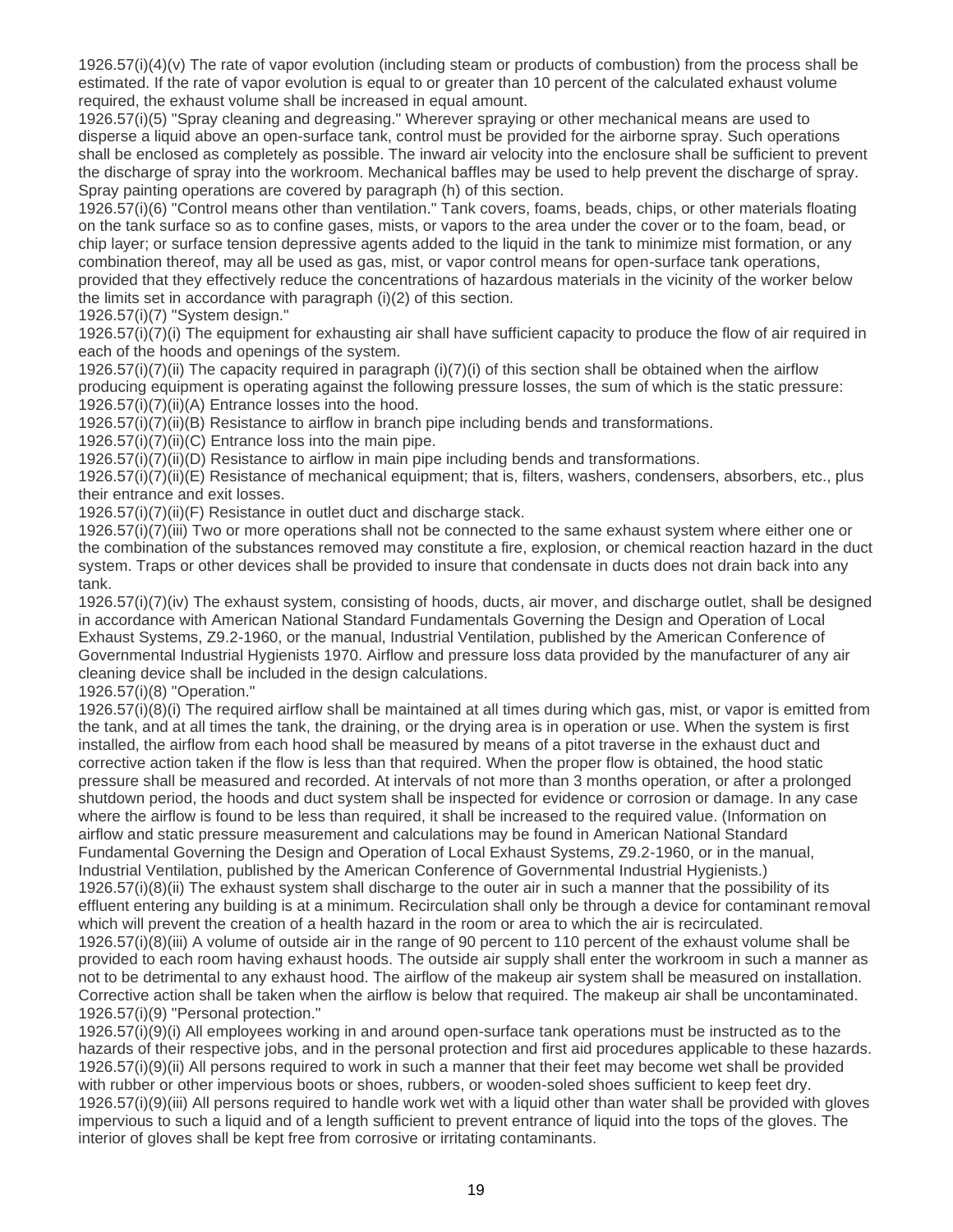1926.57(i)(4)(v) The rate of vapor evolution (including steam or products of combustion) from the process shall be estimated. If the rate of vapor evolution is equal to or greater than 10 percent of the calculated exhaust volume required, the exhaust volume shall be increased in equal amount.

1926.57(i)(5) "Spray cleaning and degreasing." Wherever spraying or other mechanical means are used to disperse a liquid above an open-surface tank, control must be provided for the airborne spray. Such operations shall be enclosed as completely as possible. The inward air velocity into the enclosure shall be sufficient to prevent the discharge of spray into the workroom. Mechanical baffles may be used to help prevent the discharge of spray. Spray painting operations are covered by paragraph (h) of this section.

1926.57(i)(6) "Control means other than ventilation." Tank covers, foams, beads, chips, or other materials floating on the tank surface so as to confine gases, mists, or vapors to the area under the cover or to the foam, bead, or chip layer; or surface tension depressive agents added to the liquid in the tank to minimize mist formation, or any combination thereof, may all be used as gas, mist, or vapor control means for open-surface tank operations, provided that they effectively reduce the concentrations of hazardous materials in the vicinity of the worker below the limits set in accordance with paragraph (i)(2) of this section.

1926.57(i)(7) "System design."

1926.57(i)(7)(i) The equipment for exhausting air shall have sufficient capacity to produce the flow of air required in each of the hoods and openings of the system.

1926.57(i)(7)(ii) The capacity required in paragraph (i)(7)(i) of this section shall be obtained when the airflow producing equipment is operating against the following pressure losses, the sum of which is the static pressure:

1926.57(i)(7)(ii)(A) Entrance losses into the hood.

1926.57(i)(7)(ii)(B) Resistance to airflow in branch pipe including bends and transformations.

1926.57(i)(7)(ii)(C) Entrance loss into the main pipe.

1926.57(i)(7)(ii)(D) Resistance to airflow in main pipe including bends and transformations.

1926.57(i)(7)(ii)(E) Resistance of mechanical equipment; that is, filters, washers, condensers, absorbers, etc., plus their entrance and exit losses.

1926.57(i)(7)(ii)(F) Resistance in outlet duct and discharge stack.

1926.57(i)(7)(iii) Two or more operations shall not be connected to the same exhaust system where either one or the combination of the substances removed may constitute a fire, explosion, or chemical reaction hazard in the duct system. Traps or other devices shall be provided to insure that condensate in ducts does not drain back into any tank.

1926.57(i)(7)(iv) The exhaust system, consisting of hoods, ducts, air mover, and discharge outlet, shall be designed in accordance with American National Standard Fundamentals Governing the Design and Operation of Local Exhaust Systems, Z9.2-1960, or the manual, Industrial Ventilation, published by the American Conference of Governmental Industrial Hygienists 1970. Airflow and pressure loss data provided by the manufacturer of any air cleaning device shall be included in the design calculations.

1926.57(i)(8) "Operation."

1926.57(i)(8)(i) The required airflow shall be maintained at all times during which gas, mist, or vapor is emitted from the tank, and at all times the tank, the draining, or the drying area is in operation or use. When the system is first installed, the airflow from each hood shall be measured by means of a pitot traverse in the exhaust duct and corrective action taken if the flow is less than that required. When the proper flow is obtained, the hood static pressure shall be measured and recorded. At intervals of not more than 3 months operation, or after a prolonged shutdown period, the hoods and duct system shall be inspected for evidence or corrosion or damage. In any case where the airflow is found to be less than required, it shall be increased to the required value. (Information on airflow and static pressure measurement and calculations may be found in American National Standard Fundamental Governing the Design and Operation of Local Exhaust Systems, Z9.2-1960, or in the manual, Industrial Ventilation, published by the American Conference of Governmental Industrial Hygienists.)

1926.57(i)(8)(ii) The exhaust system shall discharge to the outer air in such a manner that the possibility of its effluent entering any building is at a minimum. Recirculation shall only be through a device for contaminant removal which will prevent the creation of a health hazard in the room or area to which the air is recirculated.

1926.57(i)(8)(iii) A volume of outside air in the range of 90 percent to 110 percent of the exhaust volume shall be provided to each room having exhaust hoods. The outside air supply shall enter the workroom in such a manner as not to be detrimental to any exhaust hood. The airflow of the makeup air system shall be measured on installation. Corrective action shall be taken when the airflow is below that required. The makeup air shall be uncontaminated.

1926.57(i)(9) "Personal protection."

1926.57(i)(9)(i) All employees working in and around open-surface tank operations must be instructed as to the hazards of their respective jobs, and in the personal protection and first aid procedures applicable to these hazards.

1926.57(i)(9)(ii) All persons required to work in such a manner that their feet may become wet shall be provided with rubber or other impervious boots or shoes, rubbers, or wooden-soled shoes sufficient to keep feet dry.

1926.57(i)(9)(iii) All persons required to handle work wet with a liquid other than water shall be provided with gloves impervious to such a liquid and of a length sufficient to prevent entrance of liquid into the tops of the gloves. The interior of gloves shall be kept free from corrosive or irritating contaminants.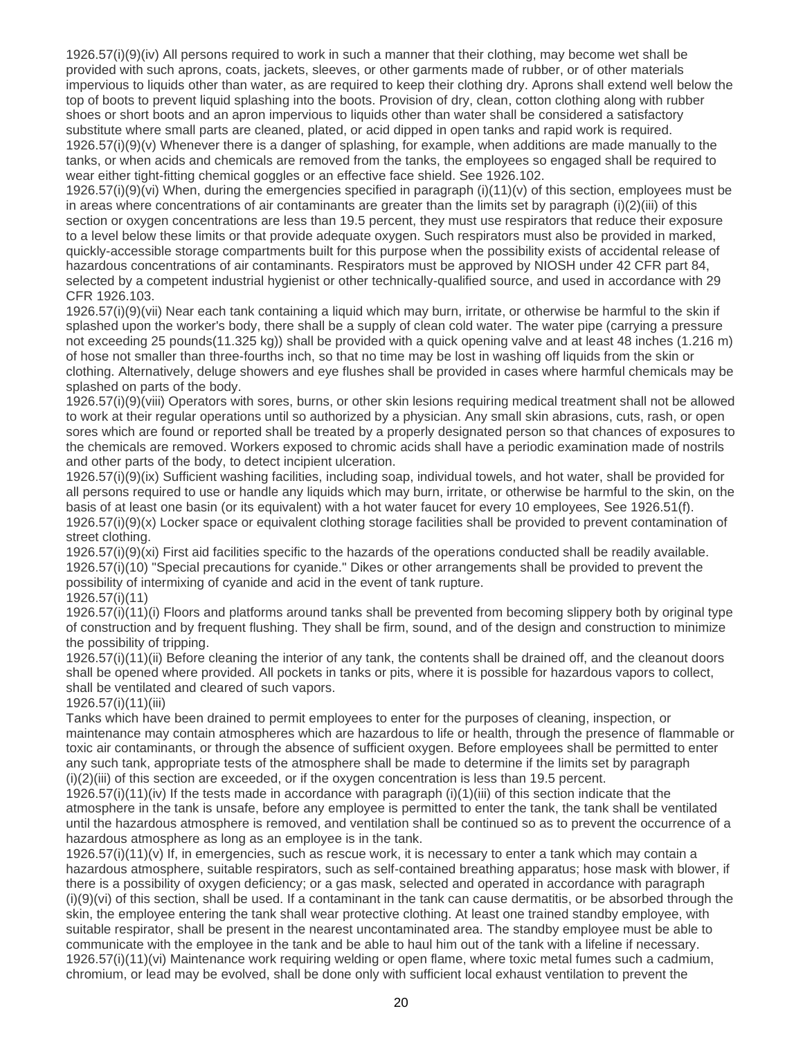1926.57(i)(9)(iv) All persons required to work in such a manner that their clothing, may become wet shall be provided with such aprons, coats, jackets, sleeves, or other garments made of rubber, or of other materials impervious to liquids other than water, as are required to keep their clothing dry. Aprons shall extend well below the top of boots to prevent liquid splashing into the boots. Provision of dry, clean, cotton clothing along with rubber shoes or short boots and an apron impervious to liquids other than water shall be considered a satisfactory substitute where small parts are cleaned, plated, or acid dipped in open tanks and rapid work is required.

1926.57(i)(9)(v) Whenever there is a danger of splashing, for example, when additions are made manually to the tanks, or when acids and chemicals are removed from the tanks, the employees so engaged shall be required to wear either tight-fitting chemical goggles or an effective face shield. See 1926.102.

1926.57(i)(9)(vi) When, during the emergencies specified in paragraph (i)(11)(v) of this section, employees must be in areas where concentrations of air contaminants are greater than the limits set by paragraph (i)(2)(iii) of this section or oxygen concentrations are less than 19.5 percent, they must use respirators that reduce their exposure to a level below these limits or that provide adequate oxygen. Such respirators must also be provided in marked, quickly-accessible storage compartments built for this purpose when the possibility exists of accidental release of hazardous concentrations of air contaminants. Respirators must be approved by NIOSH under 42 CFR part 84, selected by a competent industrial hygienist or other technically-qualified source, and used in accordance with 29 CFR 1926.103.

1926.57(i)(9)(vii) Near each tank containing a liquid which may burn, irritate, or otherwise be harmful to the skin if splashed upon the worker's body, there shall be a supply of clean cold water. The water pipe (carrying a pressure not exceeding 25 pounds(11.325 kg)) shall be provided with a quick opening valve and at least 48 inches (1.216 m) of hose not smaller than three-fourths inch, so that no time may be lost in washing off liquids from the skin or clothing. Alternatively, deluge showers and eye flushes shall be provided in cases where harmful chemicals may be splashed on parts of the body.

1926.57(i)(9)(viii) Operators with sores, burns, or other skin lesions requiring medical treatment shall not be allowed to work at their regular operations until so authorized by a physician. Any small skin abrasions, cuts, rash, or open sores which are found or reported shall be treated by a properly designated person so that chances of exposures to the chemicals are removed. Workers exposed to chromic acids shall have a periodic examination made of nostrils and other parts of the body, to detect incipient ulceration.

1926.57(i)(9)(ix) Sufficient washing facilities, including soap, individual towels, and hot water, shall be provided for all persons required to use or handle any liquids which may burn, irritate, or otherwise be harmful to the skin, on the basis of at least one basin (or its equivalent) with a hot water faucet for every 10 employees, See 1926.51(f).

1926.57(i)(9)(x) Locker space or equivalent clothing storage facilities shall be provided to prevent contamination of street clothing.

1926.57(i)(9)(xi) First aid facilities specific to the hazards of the operations conducted shall be readily available.

1926.57(i)(10) "Special precautions for cyanide." Dikes or other arrangements shall be provided to prevent the possibility of intermixing of cyanide and acid in the event of tank rupture.

1926.57(i)(11)

1926.57(i)(11)(i) Floors and platforms around tanks shall be prevented from becoming slippery both by original type of construction and by frequent flushing. They shall be firm, sound, and of the design and construction to minimize the possibility of tripping.

1926.57(i)(11)(ii) Before cleaning the interior of any tank, the contents shall be drained off, and the cleanout doors shall be opened where provided. All pockets in tanks or pits, where it is possible for hazardous vapors to collect, shall be ventilated and cleared of such vapors.

1926.57(i)(11)(iii)

Tanks which have been drained to permit employees to enter for the purposes of cleaning, inspection, or maintenance may contain atmospheres which are hazardous to life or health, through the presence of flammable or toxic air contaminants, or through the absence of sufficient oxygen. Before employees shall be permitted to enter any such tank, appropriate tests of the atmosphere shall be made to determine if the limits set by paragraph (i)(2)(iii) of this section are exceeded, or if the oxygen concentration is less than 19.5 percent.

1926.57(i)(11)(iv) If the tests made in accordance with paragraph (i)(1)(iii) of this section indicate that the atmosphere in the tank is unsafe, before any employee is permitted to enter the tank, the tank shall be ventilated until the hazardous atmosphere is removed, and ventilation shall be continued so as to prevent the occurrence of a hazardous atmosphere as long as an employee is in the tank.

1926.57(i)(11)(v) If, in emergencies, such as rescue work, it is necessary to enter a tank which may contain a hazardous atmosphere, suitable respirators, such as self-contained breathing apparatus; hose mask with blower, if there is a possibility of oxygen deficiency; or a gas mask, selected and operated in accordance with paragraph (i)(9)(vi) of this section, shall be used. If a contaminant in the tank can cause dermatitis, or be absorbed through the skin, the employee entering the tank shall wear protective clothing. At least one trained standby employee, with suitable respirator, shall be present in the nearest uncontaminated area. The standby employee must be able to communicate with the employee in the tank and be able to haul him out of the tank with a lifeline if necessary.

1926.57(i)(11)(vi) Maintenance work requiring welding or open flame, where toxic metal fumes such a cadmium, chromium, or lead may be evolved, shall be done only with sufficient local exhaust ventilation to prevent the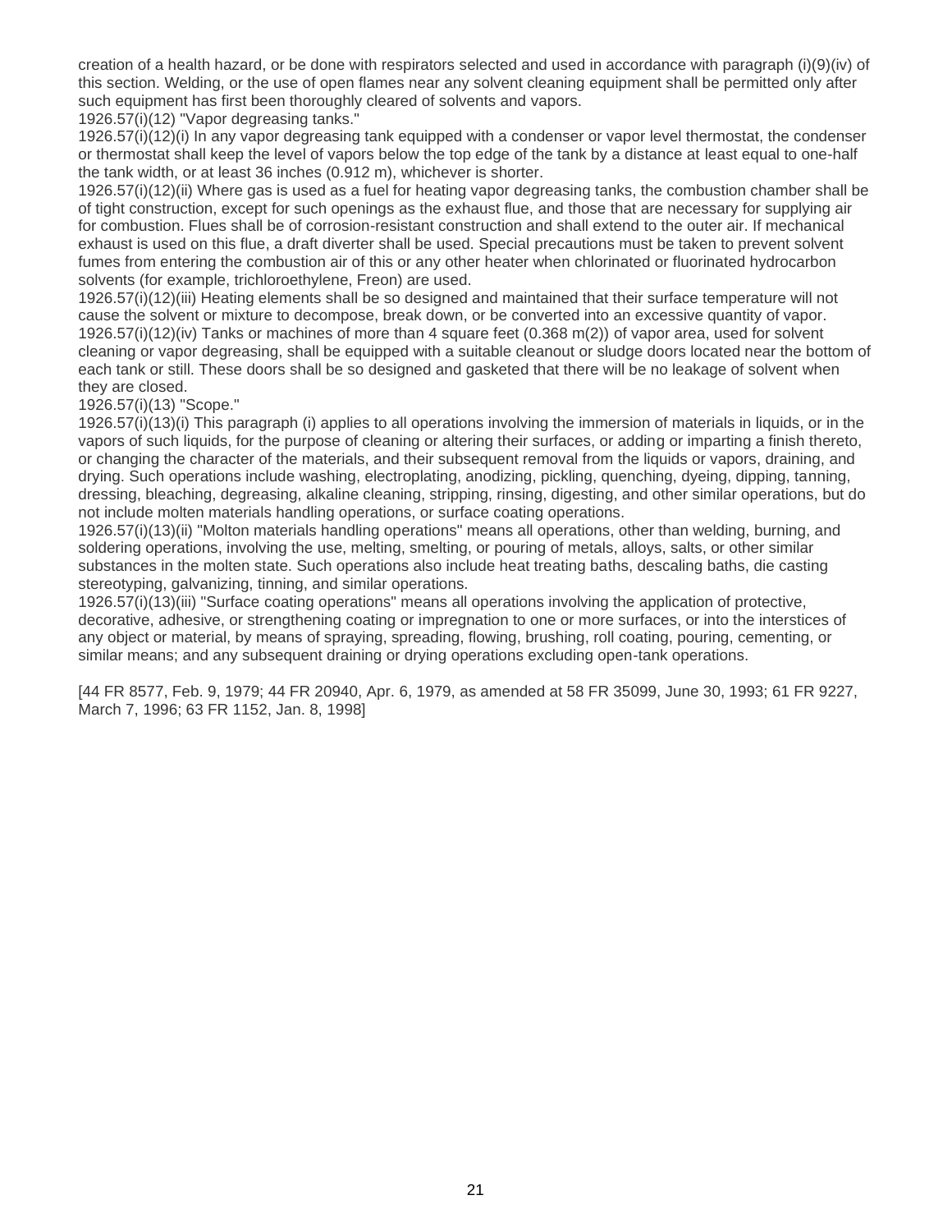creation of a health hazard, or be done with respirators selected and used in accordance with paragraph (i)(9)(iv) of this section. Welding, or the use of open flames near any solvent cleaning equipment shall be permitted only after such equipment has first been thoroughly cleared of solvents and vapors.

1926.57(i)(12) "Vapor degreasing tanks."

1926.57(i)(12)(i) In any vapor degreasing tank equipped with a condenser or vapor level thermostat, the condenser or thermostat shall keep the level of vapors below the top edge of the tank by a distance at least equal to one-half the tank width, or at least 36 inches (0.912 m), whichever is shorter.

1926.57(i)(12)(ii) Where gas is used as a fuel for heating vapor degreasing tanks, the combustion chamber shall be of tight construction, except for such openings as the exhaust flue, and those that are necessary for supplying air for combustion. Flues shall be of corrosion-resistant construction and shall extend to the outer air. If mechanical exhaust is used on this flue, a draft diverter shall be used. Special precautions must be taken to prevent solvent fumes from entering the combustion air of this or any other heater when chlorinated or fluorinated hydrocarbon solvents (for example, trichloroethylene, Freon) are used.

1926.57(i)(12)(iii) Heating elements shall be so designed and maintained that their surface temperature will not cause the solvent or mixture to decompose, break down, or be converted into an excessive quantity of vapor.

1926.57(i)(12)(iv) Tanks or machines of more than 4 square feet (0.368 m(2)) of vapor area, used for solvent cleaning or vapor degreasing, shall be equipped with a suitable cleanout or sludge doors located near the bottom of each tank or still. These doors shall be so designed and gasketed that there will be no leakage of solvent when they are closed.

1926.57(i)(13) "Scope."

1926.57(i)(13)(i) This paragraph (i) applies to all operations involving the immersion of materials in liquids, or in the vapors of such liquids, for the purpose of cleaning or altering their surfaces, or adding or imparting a finish thereto, or changing the character of the materials, and their subsequent removal from the liquids or vapors, draining, and drying. Such operations include washing, electroplating, anodizing, pickling, quenching, dyeing, dipping, tanning, dressing, bleaching, degreasing, alkaline cleaning, stripping, rinsing, digesting, and other similar operations, but do not include molten materials handling operations, or surface coating operations.

1926.57(i)(13)(ii) "Molton materials handling operations" means all operations, other than welding, burning, and soldering operations, involving the use, melting, smelting, or pouring of metals, alloys, salts, or other similar substances in the molten state. Such operations also include heat treating baths, descaling baths, die casting stereotyping, galvanizing, tinning, and similar operations.

1926.57(i)(13)(iii) "Surface coating operations" means all operations involving the application of protective, decorative, adhesive, or strengthening coating or impregnation to one or more surfaces, or into the interstices of any object or material, by means of spraying, spreading, flowing, brushing, roll coating, pouring, cementing, or similar means; and any subsequent draining or drying operations excluding open-tank operations.

[44 FR 8577, Feb. 9, 1979; 44 FR 20940, Apr. 6, 1979, as amended at 58 FR 35099, June 30, 1993; 61 FR 9227, March 7, 1996; 63 FR 1152, Jan. 8, 1998]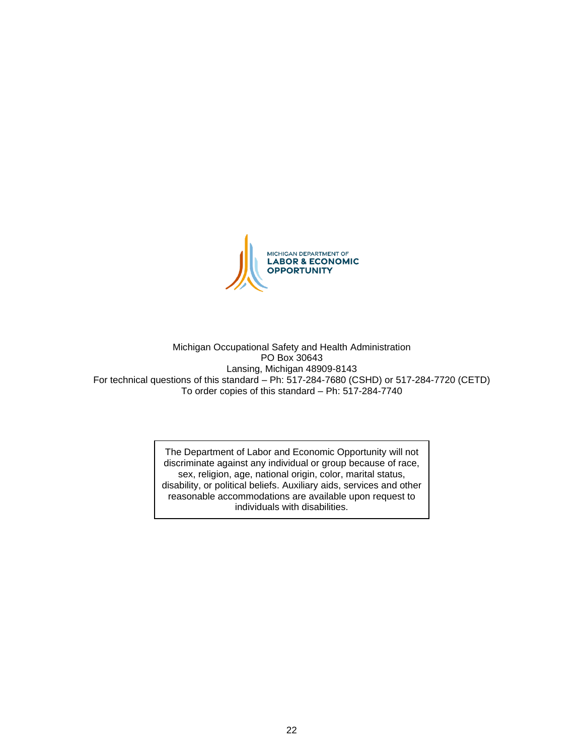MICHIGAN DEPARTMENT OF
LABOR & ECONOMIC
OPPORTUNITY

Michigan Occupational Safety and Health Administration
PO Box 30643
Lansing, Michigan 48909-8143
For technical questions of this standard – Ph: 517-284-7680 (CSHD) or 517-284-7720 (CETD)
To order copies of this standard – Ph: 517-284-7740

The Department of Labor and Economic Opportunity will not discriminate against any individual or group because of race, sex, religion, age, national origin, color, marital status, disability, or political beliefs. Auxiliary aids, services and other reasonable accommodations are available upon request to individuals with disabilities.